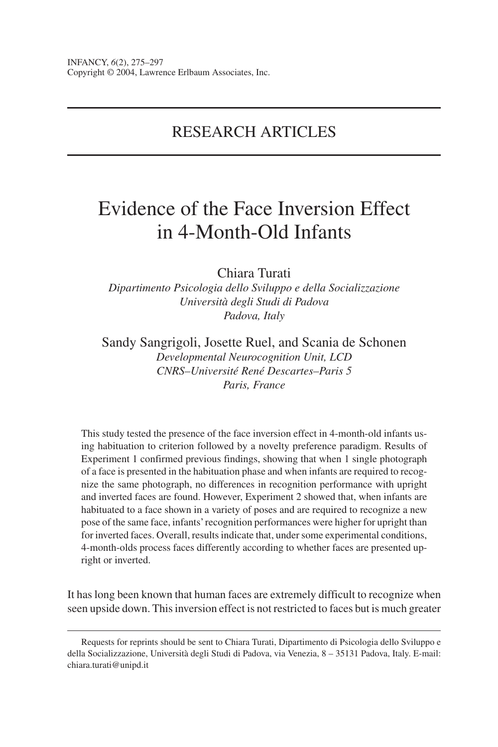RESEARCH ARTICLES

# Evidence of the Face Inversion Effect in 4-Month-Old Infants

Chiara Turati
*Dipartimento Psicologia dello Sviluppo e della Socializzazione*
*Università degli Studi di Padova*
*Padova, Italy*

Sandy Sangrigoli, Josette Ruel, and Scania de Schonen
*Developmental Neurocognition Unit, LCD*
*CNRS–Université René Descartes–Paris 5*
*Paris, France*

This study tested the presence of the face inversion effect in 4-month-old infants using habituation to criterion followed by a novelty preference paradigm. Results of Experiment 1 confirmed previous findings, showing that when 1 single photograph of a face is presented in the habituation phase and when infants are required to recognize the same photograph, no differences in recognition performance with upright and inverted faces are found. However, Experiment 2 showed that, when infants are habituated to a face shown in a variety of poses and are required to recognize a new pose of the same face, infants' recognition performances were higher for upright than for inverted faces. Overall, results indicate that, under some experimental conditions, 4-month-olds process faces differently according to whether faces are presented upright or inverted.

It has long been known that human faces are extremely difficult to recognize when seen upside down. This inversion effect is not restricted to faces but is much greater

---

Requests for reprints should be sent to Chiara Turati, Dipartimento di Psicologia dello Sviluppo e della Socializzazione, Università degli Studi di Padova, via Venezia, 8 – 35131 Padova, Italy. E-mail: chiara.turati@unipd.it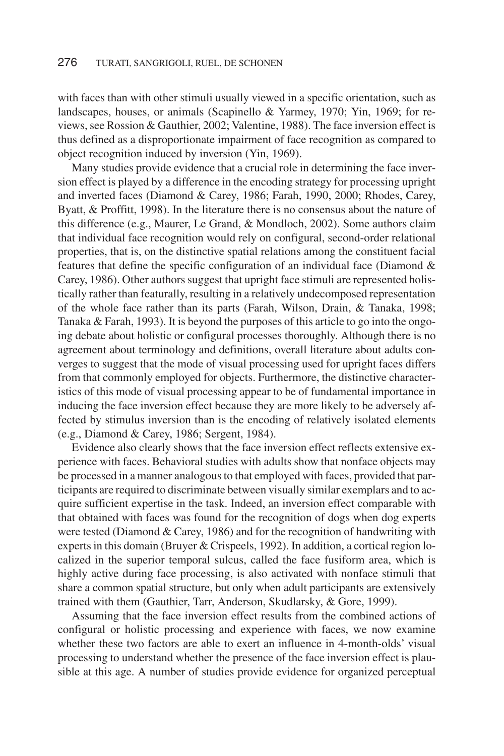with faces than with other stimuli usually viewed in a specific orientation, such as landscapes, houses, or animals (Scapinello & Yarmey, 1970; Yin, 1969; for reviews, see Rossion & Gauthier, 2002; Valentine, 1988). The face inversion effect is thus defined as a disproportionate impairment of face recognition as compared to object recognition induced by inversion (Yin, 1969).

Many studies provide evidence that a crucial role in determining the face inversion effect is played by a difference in the encoding strategy for processing upright and inverted faces (Diamond & Carey, 1986; Farah, 1990, 2000; Rhodes, Carey, Byatt, & Proffitt, 1998). In the literature there is no consensus about the nature of this difference (e.g., Maurer, Le Grand, & Mondloch, 2002). Some authors claim that individual face recognition would rely on configural, second-order relational properties, that is, on the distinctive spatial relations among the constituent facial features that define the specific configuration of an individual face (Diamond & Carey, 1986). Other authors suggest that upright face stimuli are represented holistically rather than featurally, resulting in a relatively undecomposed representation of the whole face rather than its parts (Farah, Wilson, Drain, & Tanaka, 1998; Tanaka & Farah, 1993). It is beyond the purposes of this article to go into the ongoing debate about holistic or configural processes thoroughly. Although there is no agreement about terminology and definitions, overall literature about adults converges to suggest that the mode of visual processing used for upright faces differs from that commonly employed for objects. Furthermore, the distinctive characteristics of this mode of visual processing appear to be of fundamental importance in inducing the face inversion effect because they are more likely to be adversely affected by stimulus inversion than is the encoding of relatively isolated elements (e.g., Diamond & Carey, 1986; Sergent, 1984).

Evidence also clearly shows that the face inversion effect reflects extensive experience with faces. Behavioral studies with adults show that nonface objects may be processed in a manner analogous to that employed with faces, provided that participants are required to discriminate between visually similar exemplars and to acquire sufficient expertise in the task. Indeed, an inversion effect comparable with that obtained with faces was found for the recognition of dogs when dog experts were tested (Diamond & Carey, 1986) and for the recognition of handwriting with experts in this domain (Bruyer & Crispeels, 1992). In addition, a cortical region localized in the superior temporal sulcus, called the face fusiform area, which is highly active during face processing, is also activated with nonface stimuli that share a common spatial structure, but only when adult participants are extensively trained with them (Gauthier, Tarr, Anderson, Skudlarsky, & Gore, 1999).

Assuming that the face inversion effect results from the combined actions of configural or holistic processing and experience with faces, we now examine whether these two factors are able to exert an influence in 4-month-olds' visual processing to understand whether the presence of the face inversion effect is plausible at this age. A number of studies provide evidence for organized perceptual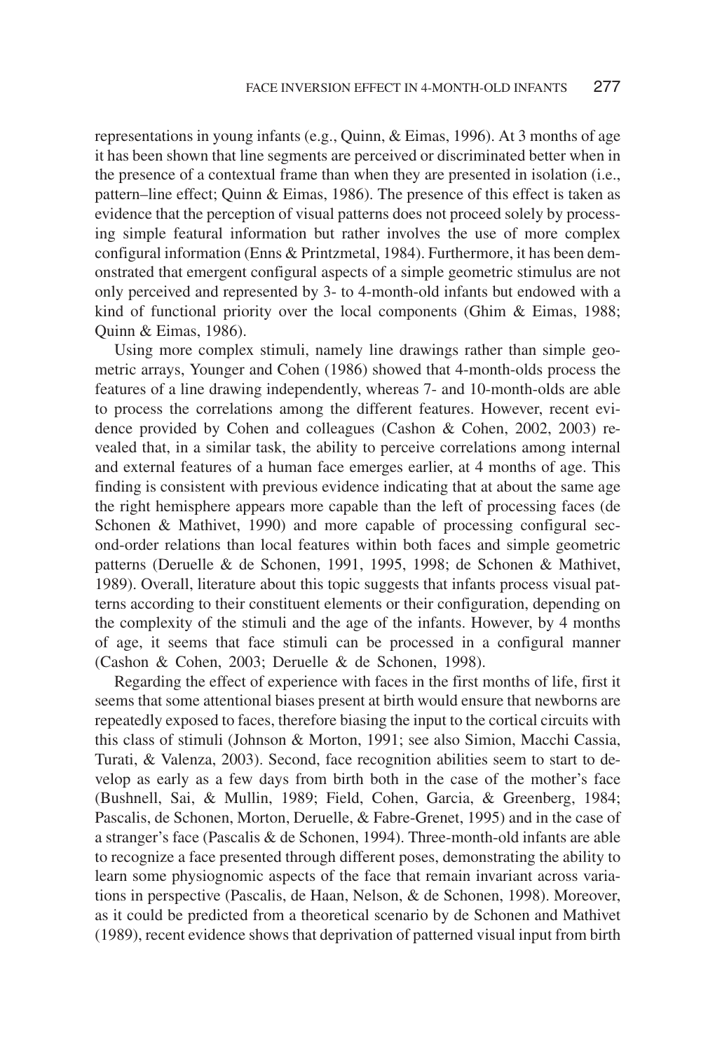representations in young infants (e.g., Quinn, & Eimas, 1996). At 3 months of age it has been shown that line segments are perceived or discriminated better when in the presence of a contextual frame than when they are presented in isolation (i.e., pattern–line effect; Quinn & Eimas, 1986). The presence of this effect is taken as evidence that the perception of visual patterns does not proceed solely by processing simple featural information but rather involves the use of more complex configural information (Enns & Printzmetal, 1984). Furthermore, it has been demonstrated that emergent configural aspects of a simple geometric stimulus are not only perceived and represented by 3- to 4-month-old infants but endowed with a kind of functional priority over the local components (Ghim & Eimas, 1988; Quinn & Eimas, 1986).

Using more complex stimuli, namely line drawings rather than simple geometric arrays, Younger and Cohen (1986) showed that 4-month-olds process the features of a line drawing independently, whereas 7- and 10-month-olds are able to process the correlations among the different features. However, recent evidence provided by Cohen and colleagues (Cashon & Cohen, 2002, 2003) revealed that, in a similar task, the ability to perceive correlations among internal and external features of a human face emerges earlier, at 4 months of age. This finding is consistent with previous evidence indicating that at about the same age the right hemisphere appears more capable than the left of processing faces (de Schonen & Mathivet, 1990) and more capable of processing configural second-order relations than local features within both faces and simple geometric patterns (Deruelle & de Schonen, 1991, 1995, 1998; de Schonen & Mathivet, 1989). Overall, literature about this topic suggests that infants process visual patterns according to their constituent elements or their configuration, depending on the complexity of the stimuli and the age of the infants. However, by 4 months of age, it seems that face stimuli can be processed in a configural manner (Cashon & Cohen, 2003; Deruelle & de Schonen, 1998).

Regarding the effect of experience with faces in the first months of life, first it seems that some attentional biases present at birth would ensure that newborns are repeatedly exposed to faces, therefore biasing the input to the cortical circuits with this class of stimuli (Johnson & Morton, 1991; see also Simion, Macchi Cassia, Turati, & Valenza, 2003). Second, face recognition abilities seem to start to develop as early as a few days from birth both in the case of the mother's face (Bushnell, Sai, & Mullin, 1989; Field, Cohen, Garcia, & Greenberg, 1984; Pascalis, de Schonen, Morton, Deruelle, & Fabre-Grenet, 1995) and in the case of a stranger's face (Pascalis & de Schonen, 1994). Three-month-old infants are able to recognize a face presented through different poses, demonstrating the ability to learn some physiognomic aspects of the face that remain invariant across variations in perspective (Pascalis, de Haan, Nelson, & de Schonen, 1998). Moreover, as it could be predicted from a theoretical scenario by de Schonen and Mathivet (1989), recent evidence shows that deprivation of patterned visual input from birth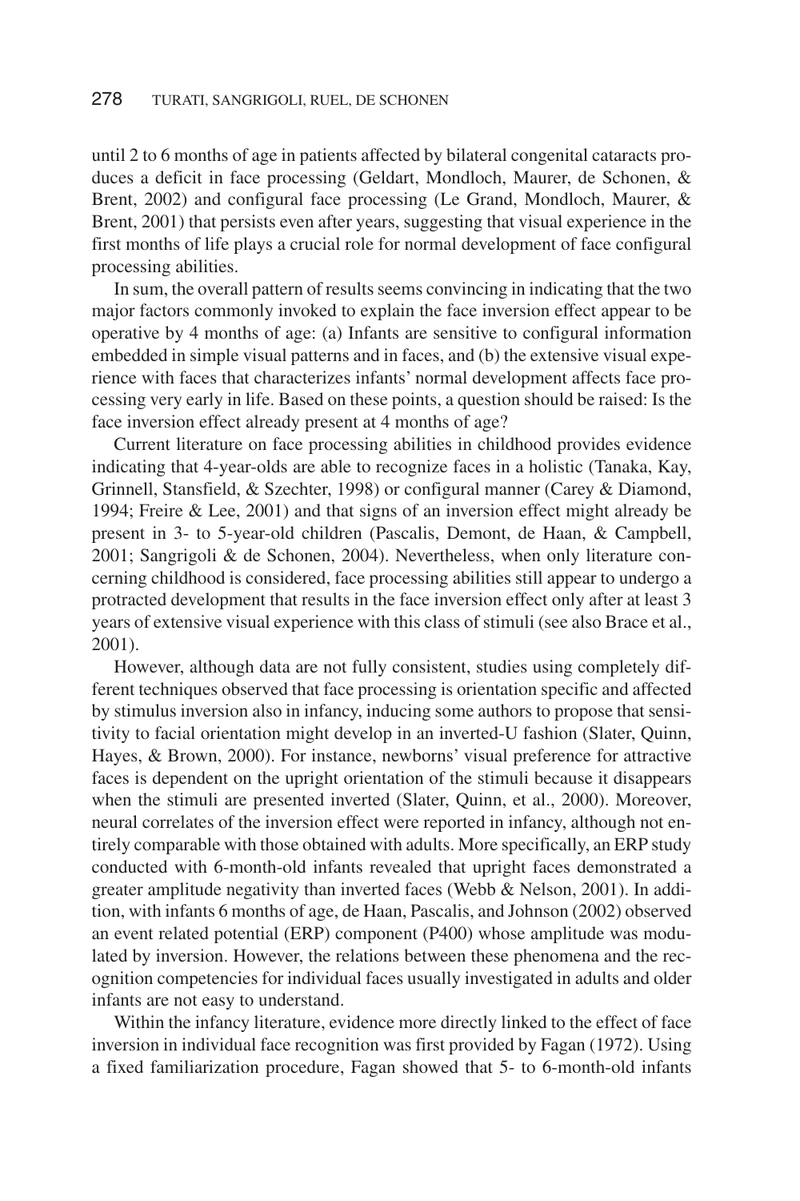until 2 to 6 months of age in patients affected by bilateral congenital cataracts produces a deficit in face processing (Geldart, Mondloch, Maurer, de Schonen, & Brent, 2002) and configural face processing (Le Grand, Mondloch, Maurer, & Brent, 2001) that persists even after years, suggesting that visual experience in the first months of life plays a crucial role for normal development of face configural processing abilities.

In sum, the overall pattern of results seems convincing in indicating that the two major factors commonly invoked to explain the face inversion effect appear to be operative by 4 months of age: (a) Infants are sensitive to configural information embedded in simple visual patterns and in faces, and (b) the extensive visual experience with faces that characterizes infants' normal development affects face processing very early in life. Based on these points, a question should be raised: Is the face inversion effect already present at 4 months of age?

Current literature on face processing abilities in childhood provides evidence indicating that 4-year-olds are able to recognize faces in a holistic (Tanaka, Kay, Grinnell, Stansfield, & Szechter, 1998) or configural manner (Carey & Diamond, 1994; Freire & Lee, 2001) and that signs of an inversion effect might already be present in 3- to 5-year-old children (Pascalis, Demont, de Haan, & Campbell, 2001; Sangrigoli & de Schonen, 2004). Nevertheless, when only literature concerning childhood is considered, face processing abilities still appear to undergo a protracted development that results in the face inversion effect only after at least 3 years of extensive visual experience with this class of stimuli (see also Brace et al., 2001).

However, although data are not fully consistent, studies using completely different techniques observed that face processing is orientation specific and affected by stimulus inversion also in infancy, inducing some authors to propose that sensitivity to facial orientation might develop in an inverted-U fashion (Slater, Quinn, Hayes, & Brown, 2000). For instance, newborns' visual preference for attractive faces is dependent on the upright orientation of the stimuli because it disappears when the stimuli are presented inverted (Slater, Quinn, et al., 2000). Moreover, neural correlates of the inversion effect were reported in infancy, although not entirely comparable with those obtained with adults. More specifically, an ERP study conducted with 6-month-old infants revealed that upright faces demonstrated a greater amplitude negativity than inverted faces (Webb & Nelson, 2001). In addition, with infants 6 months of age, de Haan, Pascalis, and Johnson (2002) observed an event related potential (ERP) component (P400) whose amplitude was modulated by inversion. However, the relations between these phenomena and the recognition competencies for individual faces usually investigated in adults and older infants are not easy to understand.

Within the infancy literature, evidence more directly linked to the effect of face inversion in individual face recognition was first provided by Fagan (1972). Using a fixed familiarization procedure, Fagan showed that 5- to 6-month-old infants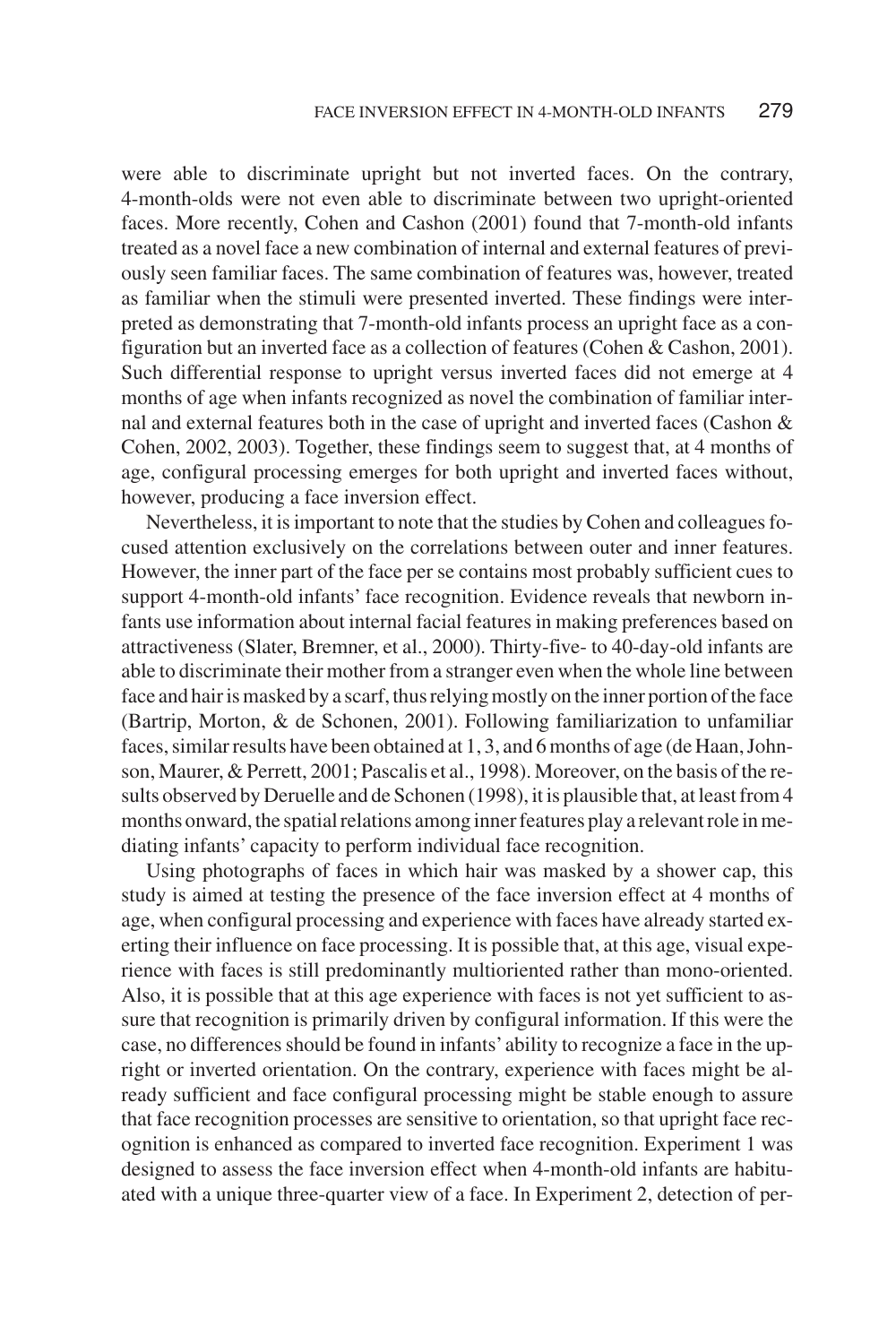were able to discriminate upright but not inverted faces. On the contrary, 4-month-olds were not even able to discriminate between two upright-oriented faces. More recently, Cohen and Cashon (2001) found that 7-month-old infants treated as a novel face a new combination of internal and external features of previously seen familiar faces. The same combination of features was, however, treated as familiar when the stimuli were presented inverted. These findings were interpreted as demonstrating that 7-month-old infants process an upright face as a configuration but an inverted face as a collection of features (Cohen & Cashon, 2001). Such differential response to upright versus inverted faces did not emerge at 4 months of age when infants recognized as novel the combination of familiar internal and external features both in the case of upright and inverted faces (Cashon & Cohen, 2002, 2003). Together, these findings seem to suggest that, at 4 months of age, configural processing emerges for both upright and inverted faces without, however, producing a face inversion effect.

Nevertheless, it is important to note that the studies by Cohen and colleagues focused attention exclusively on the correlations between outer and inner features. However, the inner part of the face per se contains most probably sufficient cues to support 4-month-old infants' face recognition. Evidence reveals that newborn infants use information about internal facial features in making preferences based on attractiveness (Slater, Bremner, et al., 2000). Thirty-five- to 40-day-old infants are able to discriminate their mother from a stranger even when the whole line between face and hair is masked by a scarf, thus relying mostly on the inner portion of the face (Bartrip, Morton, & de Schonen, 2001). Following familiarization to unfamiliar faces, similar results have been obtained at 1, 3, and 6 months of age (de Haan, Johnson, Maurer, & Perrett, 2001; Pascalis et al., 1998). Moreover, on the basis of the results observed by Deruelle and de Schonen (1998), it is plausible that, at least from 4 months onward, the spatial relations among inner features play a relevant role in mediating infants' capacity to perform individual face recognition.

Using photographs of faces in which hair was masked by a shower cap, this study is aimed at testing the presence of the face inversion effect at 4 months of age, when configural processing and experience with faces have already started exerting their influence on face processing. It is possible that, at this age, visual experience with faces is still predominantly multioriented rather than mono-oriented. Also, it is possible that at this age experience with faces is not yet sufficient to assure that recognition is primarily driven by configural information. If this were the case, no differences should be found in infants' ability to recognize a face in the upright or inverted orientation. On the contrary, experience with faces might be already sufficient and face configural processing might be stable enough to assure that face recognition processes are sensitive to orientation, so that upright face recognition is enhanced as compared to inverted face recognition. Experiment 1 was designed to assess the face inversion effect when 4-month-old infants are habituated with a unique three-quarter view of a face. In Experiment 2, detection of per-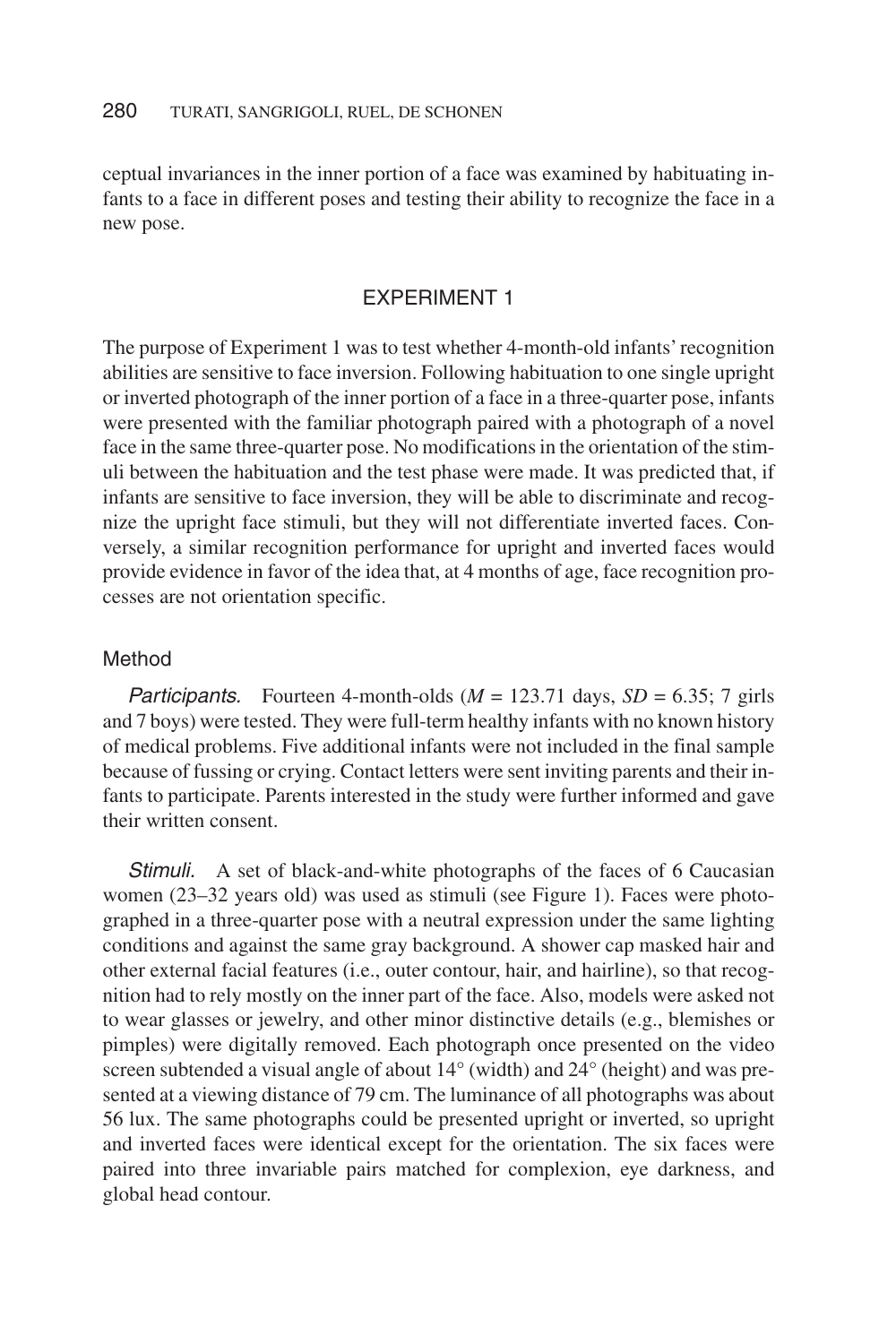ceptual invariances in the inner portion of a face was examined by habituating infants to a face in different poses and testing their ability to recognize the face in a new pose.

## EXPERIMENT 1

The purpose of Experiment 1 was to test whether 4-month-old infants' recognition abilities are sensitive to face inversion. Following habituation to one single upright or inverted photograph of the inner portion of a face in a three-quarter pose, infants were presented with the familiar photograph paired with a photograph of a novel face in the same three-quarter pose. No modifications in the orientation of the stimuli between the habituation and the test phase were made. It was predicted that, if infants are sensitive to face inversion, they will be able to discriminate and recognize the upright face stimuli, but they will not differentiate inverted faces. Conversely, a similar recognition performance for upright and inverted faces would provide evidence in favor of the idea that, at 4 months of age, face recognition processes are not orientation specific.

### Method

*Participants.* Fourteen 4-month-olds ($M$ = 123.71 days, $SD$ = 6.35; 7 girls and 7 boys) were tested. They were full-term healthy infants with no known history of medical problems. Five additional infants were not included in the final sample because of fussing or crying. Contact letters were sent inviting parents and their infants to participate. Parents interested in the study were further informed and gave their written consent.

*Stimuli.* A set of black-and-white photographs of the faces of 6 Caucasian women (23–32 years old) was used as stimuli (see Figure 1). Faces were photographed in a three-quarter pose with a neutral expression under the same lighting conditions and against the same gray background. A shower cap masked hair and other external facial features (i.e., outer contour, hair, and hairline), so that recognition had to rely mostly on the inner part of the face. Also, models were asked not to wear glasses or jewelry, and other minor distinctive details (e.g., blemishes or pimples) were digitally removed. Each photograph once presented on the video screen subtended a visual angle of about 14° (width) and 24° (height) and was presented at a viewing distance of 79 cm. The luminance of all photographs was about 56 lux. The same photographs could be presented upright or inverted, so upright and inverted faces were identical except for the orientation. The six faces were paired into three invariable pairs matched for complexion, eye darkness, and global head contour.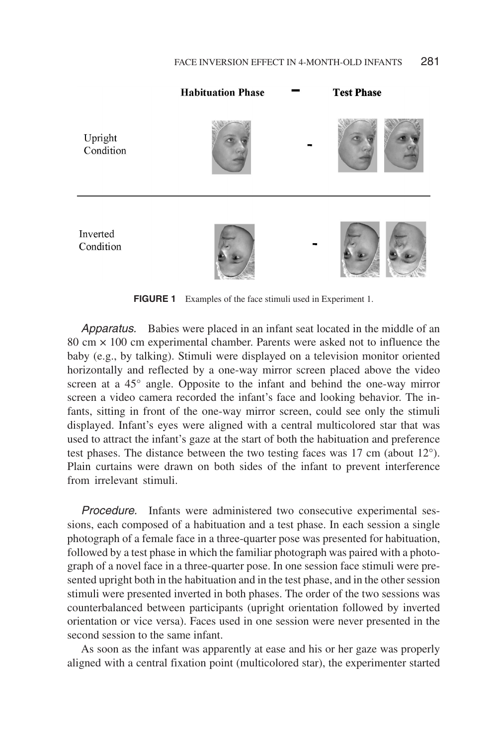FIGURE 1 Examples of the face stimuli used in Experiment 1.

*Apparatus.* Babies were placed in an infant seat located in the middle of an 80 cm × 100 cm experimental chamber. Parents were asked not to influence the baby (e.g., by talking). Stimuli were displayed on a television monitor oriented horizontally and reflected by a one-way mirror screen placed above the video screen at a 45° angle. Opposite to the infant and behind the one-way mirror screen a video camera recorded the infant's face and looking behavior. The infants, sitting in front of the one-way mirror screen, could see only the stimuli displayed. Infant's eyes were aligned with a central multicolored star that was used to attract the infant's gaze at the start of both the habituation and preference test phases. The distance between the two testing faces was 17 cm (about 12°). Plain curtains were drawn on both sides of the infant to prevent interference from irrelevant stimuli.

*Procedure.* Infants were administered two consecutive experimental sessions, each composed of a habituation and a test phase. In each session a single photograph of a female face in a three-quarter pose was presented for habituation, followed by a test phase in which the familiar photograph was paired with a photograph of a novel face in a three-quarter pose. In one session face stimuli were presented upright both in the habituation and in the test phase, and in the other session stimuli were presented inverted in both phases. The order of the two sessions was counterbalanced between participants (upright orientation followed by inverted orientation or vice versa). Faces used in one session were never presented in the second session to the same infant.

As soon as the infant was apparently at ease and his or her gaze was properly aligned with a central fixation point (multicolored star), the experimenter started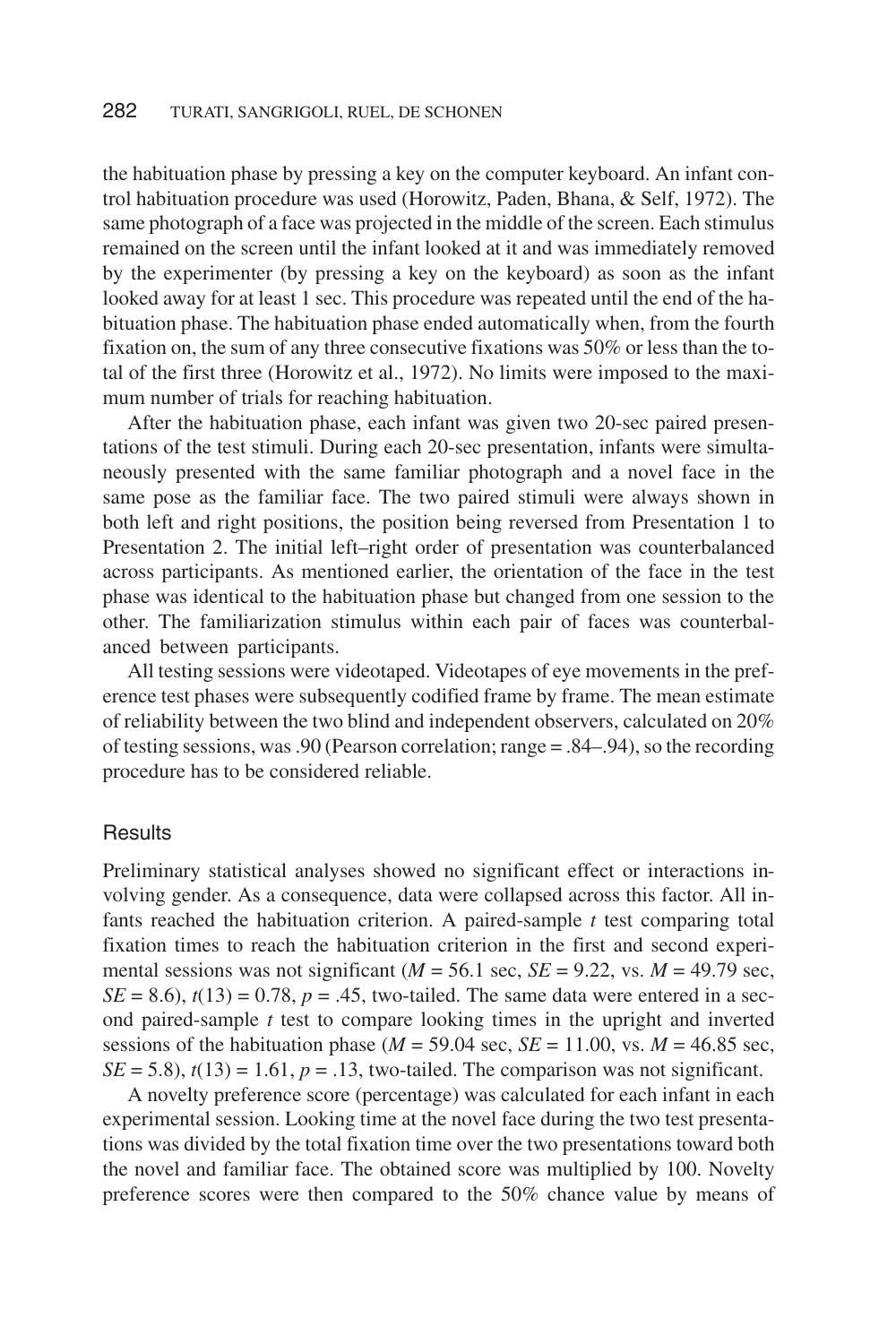the habituation phase by pressing a key on the computer keyboard. An infant control habituation procedure was used (Horowitz, Paden, Bhana, & Self, 1972). The same photograph of a face was projected in the middle of the screen. Each stimulus remained on the screen until the infant looked at it and was immediately removed by the experimenter (by pressing a key on the keyboard) as soon as the infant looked away for at least 1 sec. This procedure was repeated until the end of the habituation phase. The habituation phase ended automatically when, from the fourth fixation on, the sum of any three consecutive fixations was 50% or less than the total of the first three (Horowitz et al., 1972). No limits were imposed to the maximum number of trials for reaching habituation.

After the habituation phase, each infant was given two 20-sec paired presentations of the test stimuli. During each 20-sec presentation, infants were simultaneously presented with the same familiar photograph and a novel face in the same pose as the familiar face. The two paired stimuli were always shown in both left and right positions, the position being reversed from Presentation 1 to Presentation 2. The initial left–right order of presentation was counterbalanced across participants. As mentioned earlier, the orientation of the face in the test phase was identical to the habituation phase but changed from one session to the other. The familiarization stimulus within each pair of faces was counterbalanced between participants.

All testing sessions were videotaped. Videotapes of eye movements in the preference test phases were subsequently codified frame by frame. The mean estimate of reliability between the two blind and independent observers, calculated on 20% of testing sessions, was .90 (Pearson correlation; range = .84–.94), so the recording procedure has to be considered reliable.

### Results

Preliminary statistical analyses showed no significant effect or interactions involving gender. As a consequence, data were collapsed across this factor. All infants reached the habituation criterion. A paired-sample $t$ test comparing total fixation times to reach the habituation criterion in the first and second experimental sessions was not significant ($M = 56.1$ sec, $SE = 9.22$, vs. $M = 49.79$ sec, $SE = 8.6$), $t(13) = 0.78$, $p = .45$, two-tailed. The same data were entered in a second paired-sample $t$ test to compare looking times in the upright and inverted sessions of the habituation phase ($M = 59.04$ sec, $SE = 11.00$, vs. $M = 46.85$ sec, $SE = 5.8$), $t(13) = 1.61$, $p = .13$, two-tailed. The comparison was not significant.

A novelty preference score (percentage) was calculated for each infant in each experimental session. Looking time at the novel face during the two test presentations was divided by the total fixation time over the two presentations toward both the novel and familiar face. The obtained score was multiplied by 100. Novelty preference scores were then compared to the 50% chance value by means of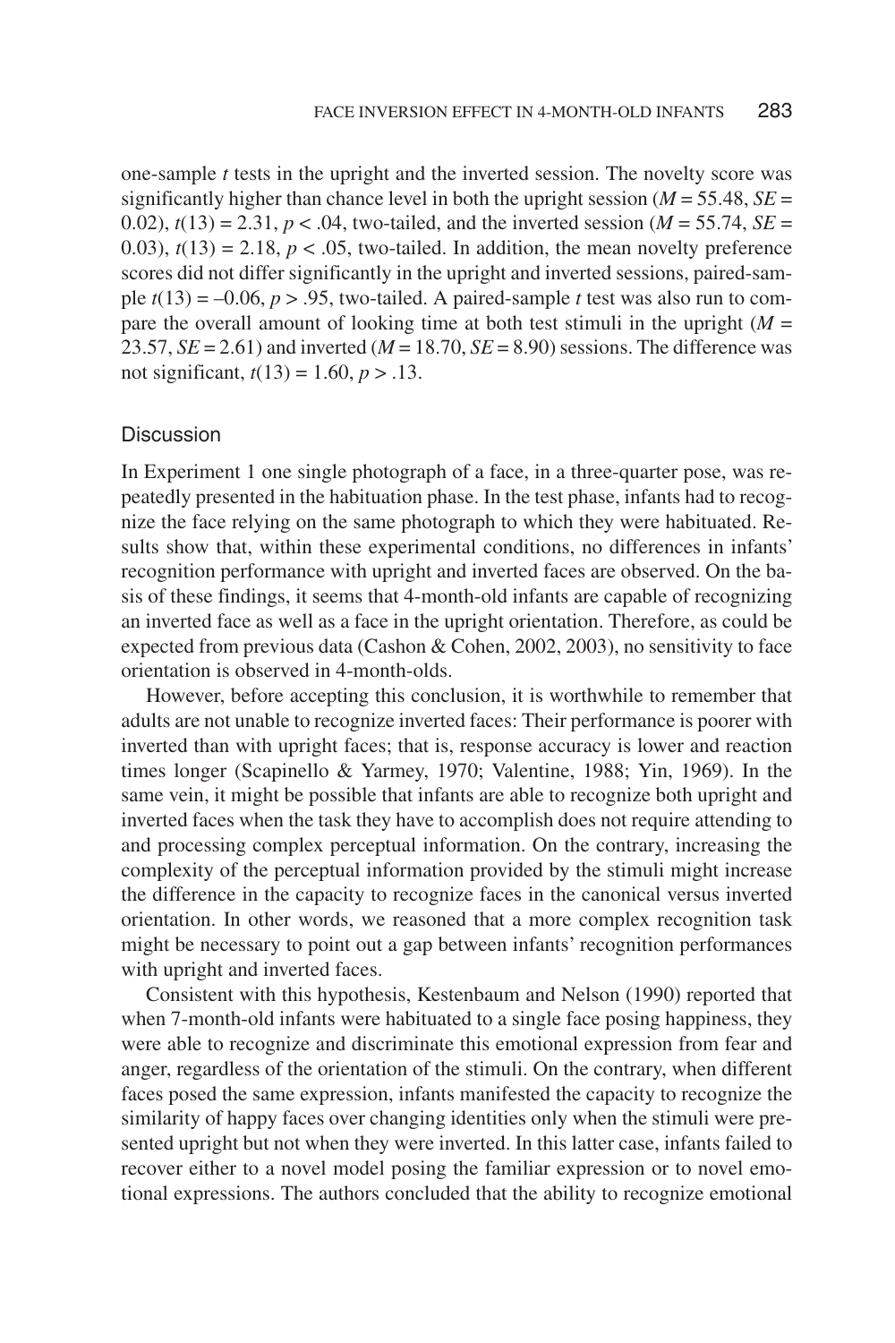one-sample *t* tests in the upright and the inverted session. The novelty score was significantly higher than chance level in both the upright session ($M = 55.48$, $SE = 0.02$), $t(13) = 2.31$, $p < .04$, two-tailed, and the inverted session ($M = 55.74$, $SE = 0.03$), $t(13) = 2.18$, $p < .05$, two-tailed. In addition, the mean novelty preference scores did not differ significantly in the upright and inverted sessions, paired-sample $t(13) = -0.06$, $p > .95$, two-tailed. A paired-sample *t* test was also run to compare the overall amount of looking time at both test stimuli in the upright ($M = 23.57$, $SE = 2.61$) and inverted ($M = 18.70$, $SE = 8.90$) sessions. The difference was not significant, $t(13) = 1.60$, $p > .13$.

## Discussion

In Experiment 1 one single photograph of a face, in a three-quarter pose, was repeatedly presented in the habituation phase. In the test phase, infants had to recognize the face relying on the same photograph to which they were habituated. Results show that, within these experimental conditions, no differences in infants' recognition performance with upright and inverted faces are observed. On the basis of these findings, it seems that 4-month-old infants are capable of recognizing an inverted face as well as a face in the upright orientation. Therefore, as could be expected from previous data (Cashon & Cohen, 2002, 2003), no sensitivity to face orientation is observed in 4-month-olds.

However, before accepting this conclusion, it is worthwhile to remember that adults are not unable to recognize inverted faces: Their performance is poorer with inverted than with upright faces; that is, response accuracy is lower and reaction times longer (Scapinello & Yarmey, 1970; Valentine, 1988; Yin, 1969). In the same vein, it might be possible that infants are able to recognize both upright and inverted faces when the task they have to accomplish does not require attending to and processing complex perceptual information. On the contrary, increasing the complexity of the perceptual information provided by the stimuli might increase the difference in the capacity to recognize faces in the canonical versus inverted orientation. In other words, we reasoned that a more complex recognition task might be necessary to point out a gap between infants' recognition performances with upright and inverted faces.

Consistent with this hypothesis, Kestenbaum and Nelson (1990) reported that when 7-month-old infants were habituated to a single face posing happiness, they were able to recognize and discriminate this emotional expression from fear and anger, regardless of the orientation of the stimuli. On the contrary, when different faces posed the same expression, infants manifested the capacity to recognize the similarity of happy faces over changing identities only when the stimuli were presented upright but not when they were inverted. In this latter case, infants failed to recover either to a novel model posing the familiar expression or to novel emotional expressions. The authors concluded that the ability to recognize emotional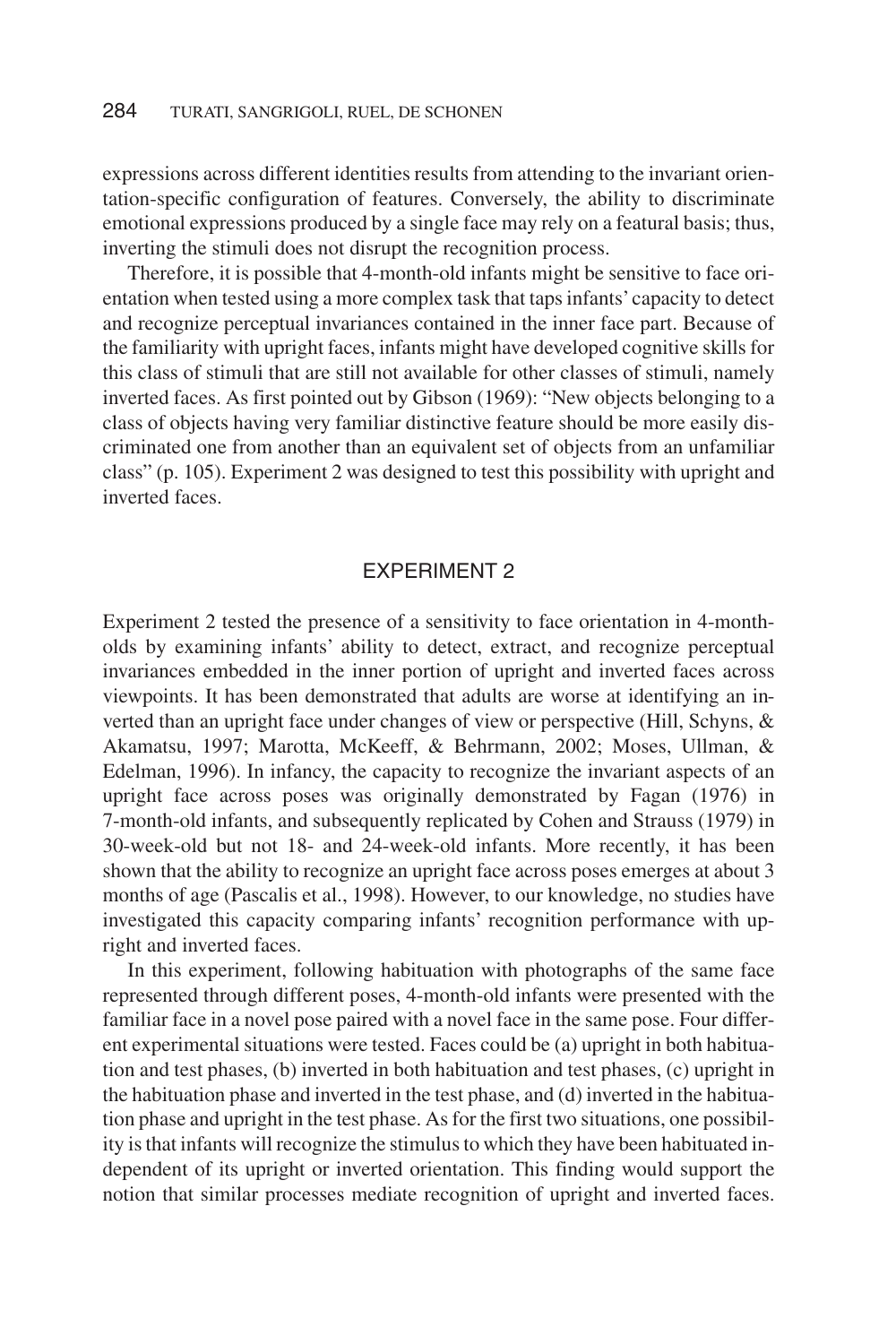expressions across different identities results from attending to the invariant orientation-specific configuration of features. Conversely, the ability to discriminate emotional expressions produced by a single face may rely on a featural basis; thus, inverting the stimuli does not disrupt the recognition process.

Therefore, it is possible that 4-month-old infants might be sensitive to face orientation when tested using a more complex task that taps infants' capacity to detect and recognize perceptual invariances contained in the inner face part. Because of the familiarity with upright faces, infants might have developed cognitive skills for this class of stimuli that are still not available for other classes of stimuli, namely inverted faces. As first pointed out by Gibson (1969): "New objects belonging to a class of objects having very familiar distinctive feature should be more easily discriminated one from another than an equivalent set of objects from an unfamiliar class" (p. 105). Experiment 2 was designed to test this possibility with upright and inverted faces.

## EXPERIMENT 2

Experiment 2 tested the presence of a sensitivity to face orientation in 4-month-olds by examining infants' ability to detect, extract, and recognize perceptual invariances embedded in the inner portion of upright and inverted faces across viewpoints. It has been demonstrated that adults are worse at identifying an inverted than an upright face under changes of view or perspective (Hill, Schyns, & Akamatsu, 1997; Marotta, McKeeff, & Behrmann, 2002; Moses, Ullman, & Edelman, 1996). In infancy, the capacity to recognize the invariant aspects of an upright face across poses was originally demonstrated by Fagan (1976) in 7-month-old infants, and subsequently replicated by Cohen and Strauss (1979) in 30-week-old but not 18- and 24-week-old infants. More recently, it has been shown that the ability to recognize an upright face across poses emerges at about 3 months of age (Pascalis et al., 1998). However, to our knowledge, no studies have investigated this capacity comparing infants' recognition performance with upright and inverted faces.

In this experiment, following habituation with photographs of the same face represented through different poses, 4-month-old infants were presented with the familiar face in a novel pose paired with a novel face in the same pose. Four different experimental situations were tested. Faces could be (a) upright in both habituation and test phases, (b) inverted in both habituation and test phases, (c) upright in the habituation phase and inverted in the test phase, and (d) inverted in the habituation phase and upright in the test phase. As for the first two situations, one possibility is that infants will recognize the stimulus to which they have been habituated independent of its upright or inverted orientation. This finding would support the notion that similar processes mediate recognition of upright and inverted faces.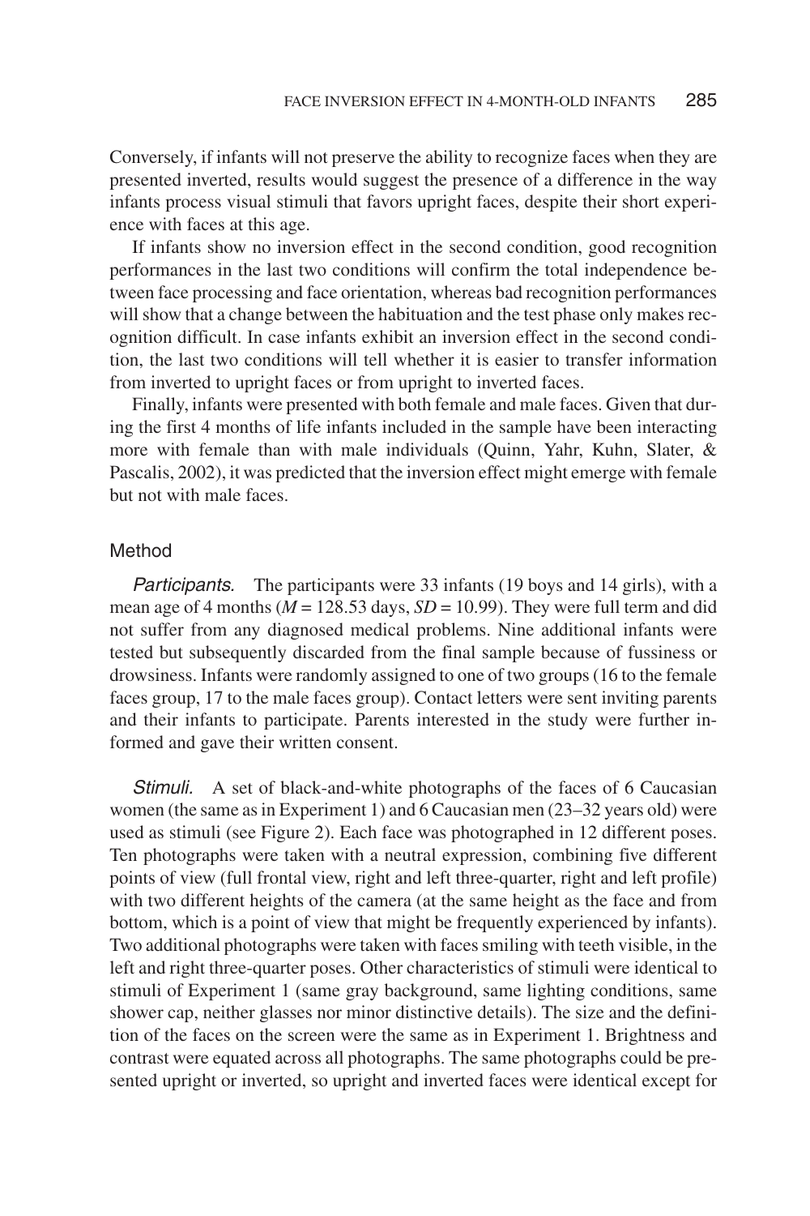Conversely, if infants will not preserve the ability to recognize faces when they are presented inverted, results would suggest the presence of a difference in the way infants process visual stimuli that favors upright faces, despite their short experience with faces at this age.

If infants show no inversion effect in the second condition, good recognition performances in the last two conditions will confirm the total independence between face processing and face orientation, whereas bad recognition performances will show that a change between the habituation and the test phase only makes recognition difficult. In case infants exhibit an inversion effect in the second condition, the last two conditions will tell whether it is easier to transfer information from inverted to upright faces or from upright to inverted faces.

Finally, infants were presented with both female and male faces. Given that during the first 4 months of life infants included in the sample have been interacting more with female than with male individuals (Quinn, Yahr, Kuhn, Slater, & Pascalis, 2002), it was predicted that the inversion effect might emerge with female but not with male faces.

## Method

*Participants.* The participants were 33 infants (19 boys and 14 girls), with a mean age of 4 months ($M = 128.53$ days, $SD = 10.99$). They were full term and did not suffer from any diagnosed medical problems. Nine additional infants were tested but subsequently discarded from the final sample because of fussiness or drowsiness. Infants were randomly assigned to one of two groups (16 to the female faces group, 17 to the male faces group). Contact letters were sent inviting parents and their infants to participate. Parents interested in the study were further informed and gave their written consent.

*Stimuli.* A set of black-and-white photographs of the faces of 6 Caucasian women (the same as in Experiment 1) and 6 Caucasian men (23–32 years old) were used as stimuli (see Figure 2). Each face was photographed in 12 different poses. Ten photographs were taken with a neutral expression, combining five different points of view (full frontal view, right and left three-quarter, right and left profile) with two different heights of the camera (at the same height as the face and from bottom, which is a point of view that might be frequently experienced by infants). Two additional photographs were taken with faces smiling with teeth visible, in the left and right three-quarter poses. Other characteristics of stimuli were identical to stimuli of Experiment 1 (same gray background, same lighting conditions, same shower cap, neither glasses nor minor distinctive details). The size and the definition of the faces on the screen were the same as in Experiment 1. Brightness and contrast were equated across all photographs. The same photographs could be presented upright or inverted, so upright and inverted faces were identical except for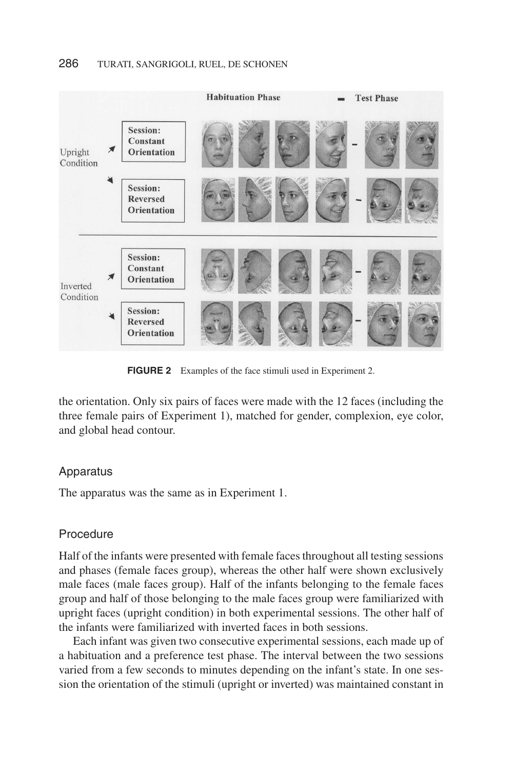**FIGURE 2** Examples of the face stimuli used in Experiment 2.

the orientation. Only six pairs of faces were made with the 12 faces (including the three female pairs of Experiment 1), matched for gender, complexion, eye color, and global head contour.

### Apparatus

The apparatus was the same as in Experiment 1.

### Procedure

Half of the infants were presented with female faces throughout all testing sessions and phases (female faces group), whereas the other half were shown exclusively male faces (male faces group). Half of the infants belonging to the female faces group and half of those belonging to the male faces group were familiarized with upright faces (upright condition) in both experimental sessions. The other half of the infants were familiarized with inverted faces in both sessions.

Each infant was given two consecutive experimental sessions, each made up of a habituation and a preference test phase. The interval between the two sessions varied from a few seconds to minutes depending on the infant's state. In one session the orientation of the stimuli (upright or inverted) was maintained constant in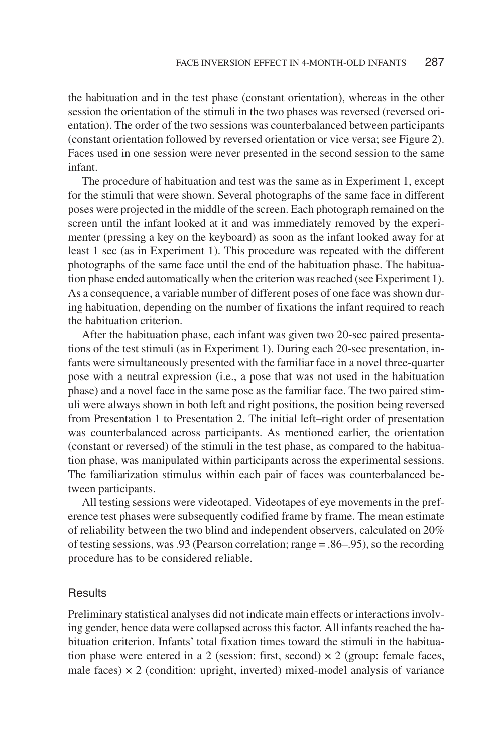the habituation and in the test phase (constant orientation), whereas in the other session the orientation of the stimuli in the two phases was reversed (reversed orientation). The order of the two sessions was counterbalanced between participants (constant orientation followed by reversed orientation or vice versa; see Figure 2). Faces used in one session were never presented in the second session to the same infant.

The procedure of habituation and test was the same as in Experiment 1, except for the stimuli that were shown. Several photographs of the same face in different poses were projected in the middle of the screen. Each photograph remained on the screen until the infant looked at it and was immediately removed by the experimenter (pressing a key on the keyboard) as soon as the infant looked away for at least 1 sec (as in Experiment 1). This procedure was repeated with the different photographs of the same face until the end of the habituation phase. The habituation phase ended automatically when the criterion was reached (see Experiment 1). As a consequence, a variable number of different poses of one face was shown during habituation, depending on the number of fixations the infant required to reach the habituation criterion.

After the habituation phase, each infant was given two 20-sec paired presentations of the test stimuli (as in Experiment 1). During each 20-sec presentation, infants were simultaneously presented with the familiar face in a novel three-quarter pose with a neutral expression (i.e., a pose that was not used in the habituation phase) and a novel face in the same pose as the familiar face. The two paired stimuli were always shown in both left and right positions, the position being reversed from Presentation 1 to Presentation 2. The initial left–right order of presentation was counterbalanced across participants. As mentioned earlier, the orientation (constant or reversed) of the stimuli in the test phase, as compared to the habituation phase, was manipulated within participants across the experimental sessions. The familiarization stimulus within each pair of faces was counterbalanced between participants.

All testing sessions were videotaped. Videotapes of eye movements in the preference test phases were subsequently codified frame by frame. The mean estimate of reliability between the two blind and independent observers, calculated on 20% of testing sessions, was .93 (Pearson correlation; range = .86–.95), so the recording procedure has to be considered reliable.

### Results

Preliminary statistical analyses did not indicate main effects or interactions involving gender, hence data were collapsed across this factor. All infants reached the habituation criterion. Infants' total fixation times toward the stimuli in the habituation phase were entered in a 2 (session: first, second) × 2 (group: female faces, male faces) × 2 (condition: upright, inverted) mixed-model analysis of variance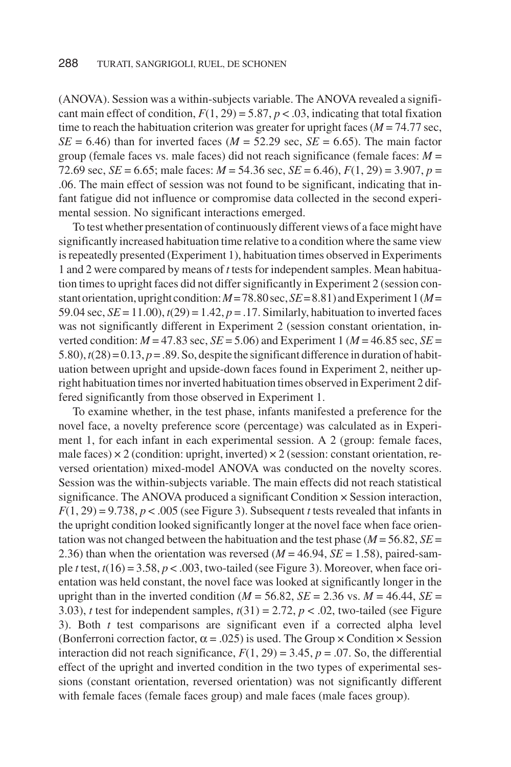(ANOVA). Session was a within-subjects variable. The ANOVA revealed a significant main effect of condition, $F(1, 29) = 5.87$, $p < .03$, indicating that total fixation time to reach the habituation criterion was greater for upright faces ($M = 74.77$ sec, $SE = 6.46$) than for inverted faces ($M = 52.29$ sec, $SE = 6.65$). The main factor group (female faces vs. male faces) did not reach significance (female faces: $M = 72.69$ sec, $SE = 6.65$; male faces: $M = 54.36$ sec, $SE = 6.46$), $F(1, 29) = 3.907$, $p = .06$. The main effect of session was not found to be significant, indicating that infant fatigue did not influence or compromise data collected in the second experimental session. No significant interactions emerged.

To test whether presentation of continuously different views of a face might have significantly increased habituation time relative to a condition where the same view is repeatedly presented (Experiment 1), habituation times observed in Experiments 1 and 2 were compared by means of *t* tests for independent samples. Mean habituation times to upright faces did not differ significantly in Experiment 2 (session constant orientation, upright condition: $M = 78.80$ sec, $SE = 8.81$) and Experiment 1 ($M = 59.04$ sec, $SE = 11.00$), $t(29) = 1.42$, $p = .17$. Similarly, habituation to inverted faces was not significantly different in Experiment 2 (session constant orientation, inverted condition: $M = 47.83$ sec, $SE = 5.06$) and Experiment 1 ($M = 46.85$ sec, $SE = 5.80$), $t(28) = 0.13$, $p = .89$. So, despite the significant difference in duration of habituation between upright and upside-down faces found in Experiment 2, neither upright habituation times nor inverted habituation times observed in Experiment 2 differed significantly from those observed in Experiment 1.

To examine whether, in the test phase, infants manifested a preference for the novel face, a novelty preference score (percentage) was calculated as in Experiment 1, for each infant in each experimental session. A 2 (group: female faces, male faces) × 2 (condition: upright, inverted) × 2 (session: constant orientation, reversed orientation) mixed-model ANOVA was conducted on the novelty scores. Session was the within-subjects variable. The main effects did not reach statistical significance. The ANOVA produced a significant Condition × Session interaction, $F(1, 29) = 9.738$, $p < .005$ (see Figure 3). Subsequent *t* tests revealed that infants in the upright condition looked significantly longer at the novel face when face orientation was not changed between the habituation and the test phase ($M = 56.82$, $SE = 2.36$) than when the orientation was reversed ($M = 46.94$, $SE = 1.58$), paired-sample *t* test, $t(16) = 3.58$, $p < .003$, two-tailed (see Figure 3). Moreover, when face orientation was held constant, the novel face was looked at significantly longer in the upright than in the inverted condition ($M = 56.82$, $SE = 2.36$ vs. $M = 46.44$, $SE = 3.03$), *t* test for independent samples, $t(31) = 2.72$, $p < .02$, two-tailed (see Figure 3). Both *t* test comparisons are significant even if a corrected alpha level (Bonferroni correction factor, $\alpha = .025$) is used. The Group × Condition × Session interaction did not reach significance, $F(1, 29) = 3.45$, $p = .07$. So, the differential effect of the upright and inverted condition in the two types of experimental sessions (constant orientation, reversed orientation) was not significantly different with female faces (female faces group) and male faces (male faces group).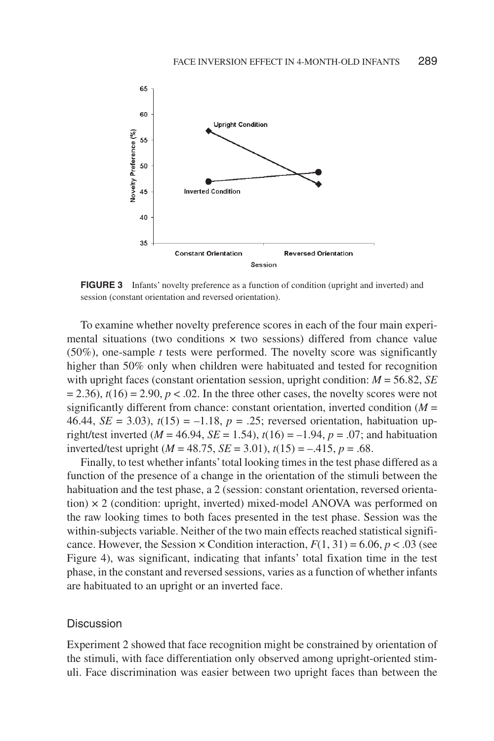**FIGURE 3** Infants' novelty preference as a function of condition (upright and inverted) and session (constant orientation and reversed orientation).

To examine whether novelty preference scores in each of the four main experimental situations (two conditions × two sessions) differed from chance value (50%), one-sample *t* tests were performed. The novelty score was significantly higher than 50% only when children were habituated and tested for recognition with upright faces (constant orientation session, upright condition: $M = 56.82$, $SE = 2.36$), $t(16) = 2.90$, $p < .02$. In the three other cases, the novelty scores were not significantly different from chance: constant orientation, inverted condition ($M = 46.44$, $SE = 3.03$), $t(15) = -1.18$, $p = .25$; reversed orientation, habituation upright/test inverted ($M = 46.94$, $SE = 1.54$), $t(16) = -1.94$, $p = .07$; and habituation inverted/test upright ($M = 48.75$, $SE = 3.01$), $t(15) = -.415$, $p = .68$.

Finally, to test whether infants' total looking times in the test phase differed as a function of the presence of a change in the orientation of the stimuli between the habituation and the test phase, a 2 (session: constant orientation, reversed orientation) × 2 (condition: upright, inverted) mixed-model ANOVA was performed on the raw looking times to both faces presented in the test phase. Session was the within-subjects variable. Neither of the two main effects reached statistical significance. However, the Session × Condition interaction, $F(1, 31) = 6.06$, $p < .03$ (see Figure 4), was significant, indicating that infants' total fixation time in the test phase, in the constant and reversed sessions, varies as a function of whether infants are habituated to an upright or an inverted face.

## Discussion

Experiment 2 showed that face recognition might be constrained by orientation of the stimuli, with face differentiation only observed among upright-oriented stimuli. Face discrimination was easier between two upright faces than between the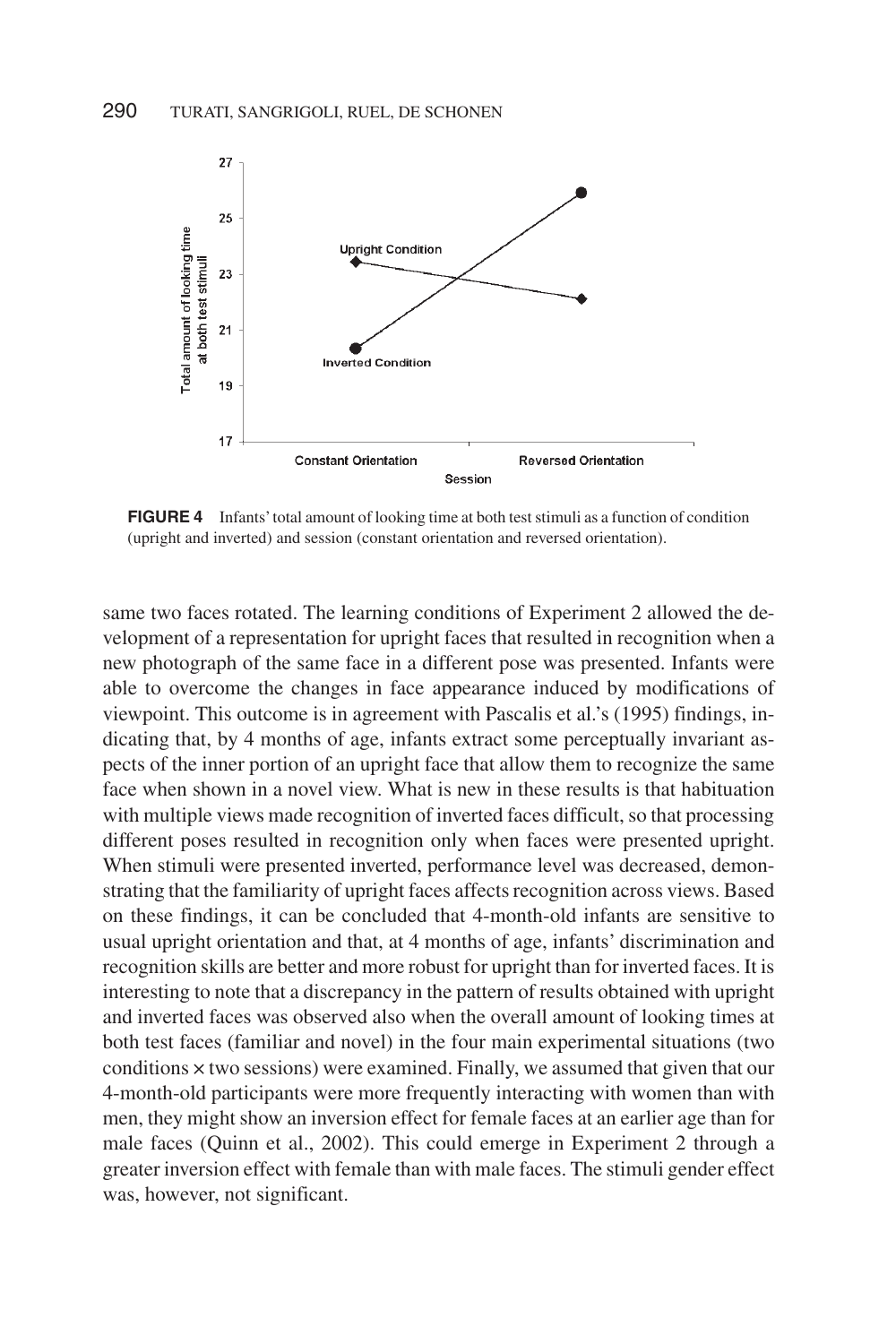**FIGURE 4** Infants' total amount of looking time at both test stimuli as a function of condition (upright and inverted) and session (constant orientation and reversed orientation).

same two faces rotated. The learning conditions of Experiment 2 allowed the development of a representation for upright faces that resulted in recognition when a new photograph of the same face in a different pose was presented. Infants were able to overcome the changes in face appearance induced by modifications of viewpoint. This outcome is in agreement with Pascalis et al.'s (1995) findings, indicating that, by 4 months of age, infants extract some perceptually invariant aspects of the inner portion of an upright face that allow them to recognize the same face when shown in a novel view. What is new in these results is that habituation with multiple views made recognition of inverted faces difficult, so that processing different poses resulted in recognition only when faces were presented upright. When stimuli were presented inverted, performance level was decreased, demonstrating that the familiarity of upright faces affects recognition across views. Based on these findings, it can be concluded that 4-month-old infants are sensitive to usual upright orientation and that, at 4 months of age, infants' discrimination and recognition skills are better and more robust for upright than for inverted faces. It is interesting to note that a discrepancy in the pattern of results obtained with upright and inverted faces was observed also when the overall amount of looking times at both test faces (familiar and novel) in the four main experimental situations (two conditions × two sessions) were examined. Finally, we assumed that given that our 4-month-old participants were more frequently interacting with women than with men, they might show an inversion effect for female faces at an earlier age than for male faces (Quinn et al., 2002). This could emerge in Experiment 2 through a greater inversion effect with female than with male faces. The stimuli gender effect was, however, not significant.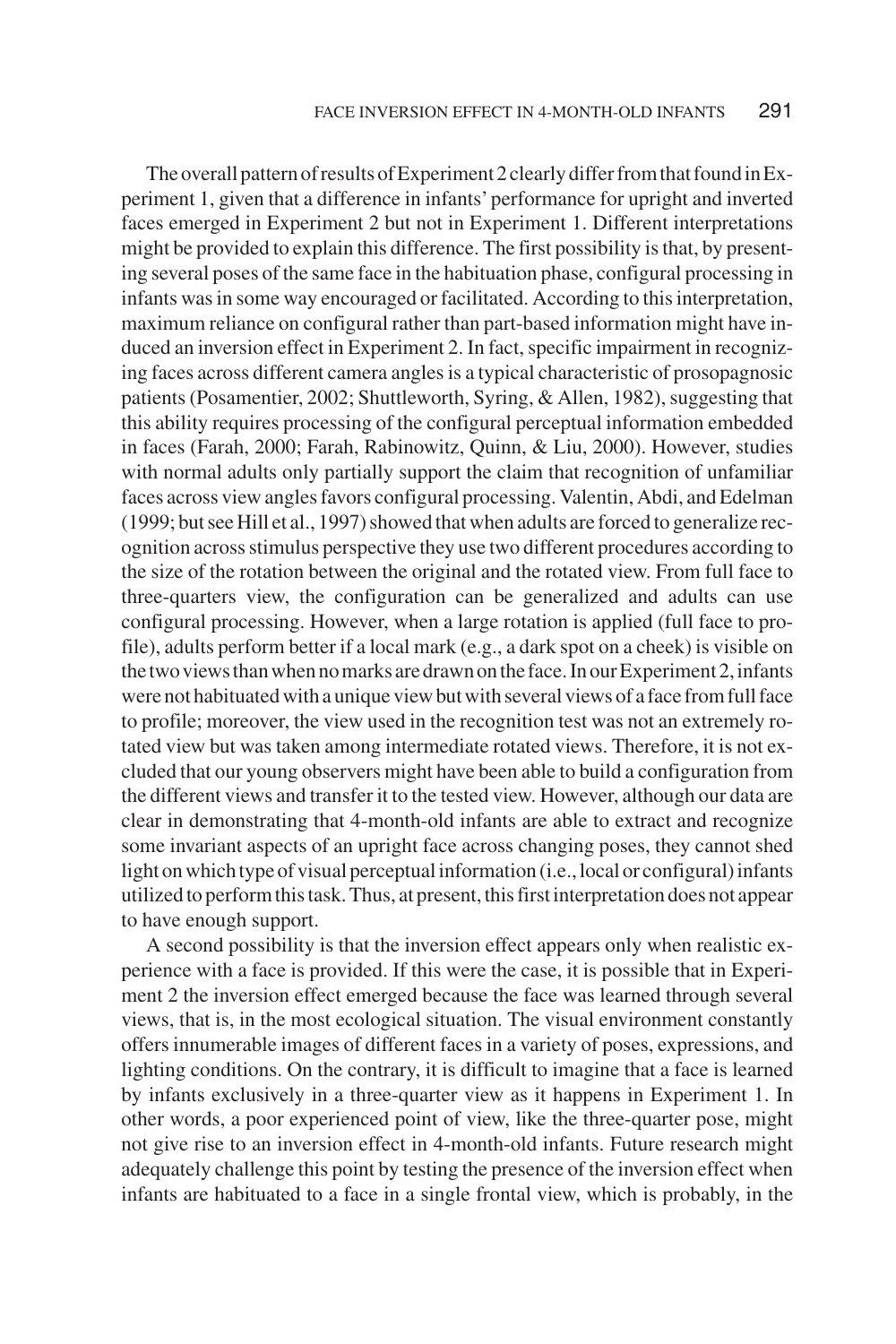The overall pattern of results of Experiment 2 clearly differ from that found in Experiment 1, given that a difference in infants' performance for upright and inverted faces emerged in Experiment 2 but not in Experiment 1. Different interpretations might be provided to explain this difference. The first possibility is that, by presenting several poses of the same face in the habituation phase, configural processing in infants was in some way encouraged or facilitated. According to this interpretation, maximum reliance on configural rather than part-based information might have induced an inversion effect in Experiment 2. In fact, specific impairment in recognizing faces across different camera angles is a typical characteristic of prosopagnosic patients (Posamentier, 2002; Shuttleworth, Syring, & Allen, 1982), suggesting that this ability requires processing of the configural perceptual information embedded in faces (Farah, 2000; Farah, Rabinowitz, Quinn, & Liu, 2000). However, studies with normal adults only partially support the claim that recognition of unfamiliar faces across view angles favors configural processing. Valentin, Abdi, and Edelman (1999; but see Hill et al., 1997) showed that when adults are forced to generalize recognition across stimulus perspective they use two different procedures according to the size of the rotation between the original and the rotated view. From full face to three-quarters view, the configuration can be generalized and adults can use configural processing. However, when a large rotation is applied (full face to profile), adults perform better if a local mark (e.g., a dark spot on a cheek) is visible on the two views than when no marks are drawn on the face. In our Experiment 2, infants were not habituated with a unique view but with several views of a face from full face to profile; moreover, the view used in the recognition test was not an extremely rotated view but was taken among intermediate rotated views. Therefore, it is not excluded that our young observers might have been able to build a configuration from the different views and transfer it to the tested view. However, although our data are clear in demonstrating that 4-month-old infants are able to extract and recognize some invariant aspects of an upright face across changing poses, they cannot shed light on which type of visual perceptual information (i.e., local or configural) infants utilized to perform this task. Thus, at present, this first interpretation does not appear to have enough support.

A second possibility is that the inversion effect appears only when realistic experience with a face is provided. If this were the case, it is possible that in Experiment 2 the inversion effect emerged because the face was learned through several views, that is, in the most ecological situation. The visual environment constantly offers innumerable images of different faces in a variety of poses, expressions, and lighting conditions. On the contrary, it is difficult to imagine that a face is learned by infants exclusively in a three-quarter view as it happens in Experiment 1. In other words, a poor experienced point of view, like the three-quarter pose, might not give rise to an inversion effect in 4-month-old infants. Future research might adequately challenge this point by testing the presence of the inversion effect when infants are habituated to a face in a single frontal view, which is probably, in the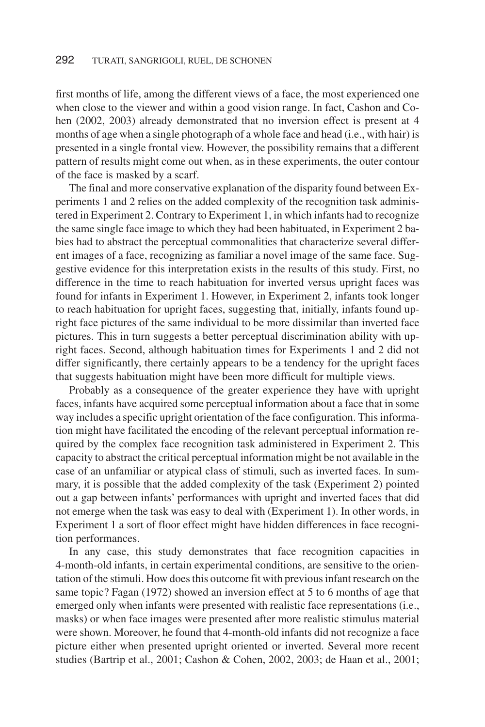first months of life, among the different views of a face, the most experienced one when close to the viewer and within a good vision range. In fact, Cashon and Cohen (2002, 2003) already demonstrated that no inversion effect is present at 4 months of age when a single photograph of a whole face and head (i.e., with hair) is presented in a single frontal view. However, the possibility remains that a different pattern of results might come out when, as in these experiments, the outer contour of the face is masked by a scarf.

The final and more conservative explanation of the disparity found between Experiments 1 and 2 relies on the added complexity of the recognition task administered in Experiment 2. Contrary to Experiment 1, in which infants had to recognize the same single face image to which they had been habituated, in Experiment 2 babies had to abstract the perceptual commonalities that characterize several different images of a face, recognizing as familiar a novel image of the same face. Suggestive evidence for this interpretation exists in the results of this study. First, no difference in the time to reach habituation for inverted versus upright faces was found for infants in Experiment 1. However, in Experiment 2, infants took longer to reach habituation for upright faces, suggesting that, initially, infants found upright face pictures of the same individual to be more dissimilar than inverted face pictures. This in turn suggests a better perceptual discrimination ability with upright faces. Second, although habituation times for Experiments 1 and 2 did not differ significantly, there certainly appears to be a tendency for the upright faces that suggests habituation might have been more difficult for multiple views.

Probably as a consequence of the greater experience they have with upright faces, infants have acquired some perceptual information about a face that in some way includes a specific upright orientation of the face configuration. This information might have facilitated the encoding of the relevant perceptual information required by the complex face recognition task administered in Experiment 2. This capacity to abstract the critical perceptual information might be not available in the case of an unfamiliar or atypical class of stimuli, such as inverted faces. In summary, it is possible that the added complexity of the task (Experiment 2) pointed out a gap between infants' performances with upright and inverted faces that did not emerge when the task was easy to deal with (Experiment 1). In other words, in Experiment 1 a sort of floor effect might have hidden differences in face recognition performances.

In any case, this study demonstrates that face recognition capacities in 4-month-old infants, in certain experimental conditions, are sensitive to the orientation of the stimuli. How does this outcome fit with previous infant research on the same topic? Fagan (1972) showed an inversion effect at 5 to 6 months of age that emerged only when infants were presented with realistic face representations (i.e., masks) or when face images were presented after more realistic stimulus material were shown. Moreover, he found that 4-month-old infants did not recognize a face picture either when presented upright oriented or inverted. Several more recent studies (Bartrip et al., 2001; Cashon & Cohen, 2002, 2003; de Haan et al., 2001;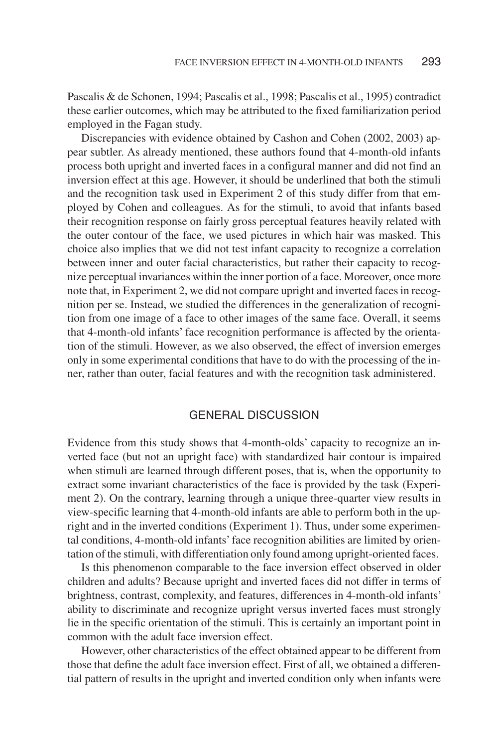Pascalis & de Schonen, 1994; Pascalis et al., 1998; Pascalis et al., 1995) contradict these earlier outcomes, which may be attributed to the fixed familiarization period employed in the Fagan study.

Discrepancies with evidence obtained by Cashon and Cohen (2002, 2003) appear subtler. As already mentioned, these authors found that 4-month-old infants process both upright and inverted faces in a configural manner and did not find an inversion effect at this age. However, it should be underlined that both the stimuli and the recognition task used in Experiment 2 of this study differ from that employed by Cohen and colleagues. As for the stimuli, to avoid that infants based their recognition response on fairly gross perceptual features heavily related with the outer contour of the face, we used pictures in which hair was masked. This choice also implies that we did not test infant capacity to recognize a correlation between inner and outer facial characteristics, but rather their capacity to recognize perceptual invariances within the inner portion of a face. Moreover, once more note that, in Experiment 2, we did not compare upright and inverted faces in recognition per se. Instead, we studied the differences in the generalization of recognition from one image of a face to other images of the same face. Overall, it seems that 4-month-old infants' face recognition performance is affected by the orientation of the stimuli. However, as we also observed, the effect of inversion emerges only in some experimental conditions that have to do with the processing of the inner, rather than outer, facial features and with the recognition task administered.

## GENERAL DISCUSSION

Evidence from this study shows that 4-month-olds' capacity to recognize an inverted face (but not an upright face) with standardized hair contour is impaired when stimuli are learned through different poses, that is, when the opportunity to extract some invariant characteristics of the face is provided by the task (Experiment 2). On the contrary, learning through a unique three-quarter view results in view-specific learning that 4-month-old infants are able to perform both in the upright and in the inverted conditions (Experiment 1). Thus, under some experimental conditions, 4-month-old infants' face recognition abilities are limited by orientation of the stimuli, with differentiation only found among upright-oriented faces.

Is this phenomenon comparable to the face inversion effect observed in older children and adults? Because upright and inverted faces did not differ in terms of brightness, contrast, complexity, and features, differences in 4-month-old infants' ability to discriminate and recognize upright versus inverted faces must strongly lie in the specific orientation of the stimuli. This is certainly an important point in common with the adult face inversion effect.

However, other characteristics of the effect obtained appear to be different from those that define the adult face inversion effect. First of all, we obtained a differential pattern of results in the upright and inverted condition only when infants were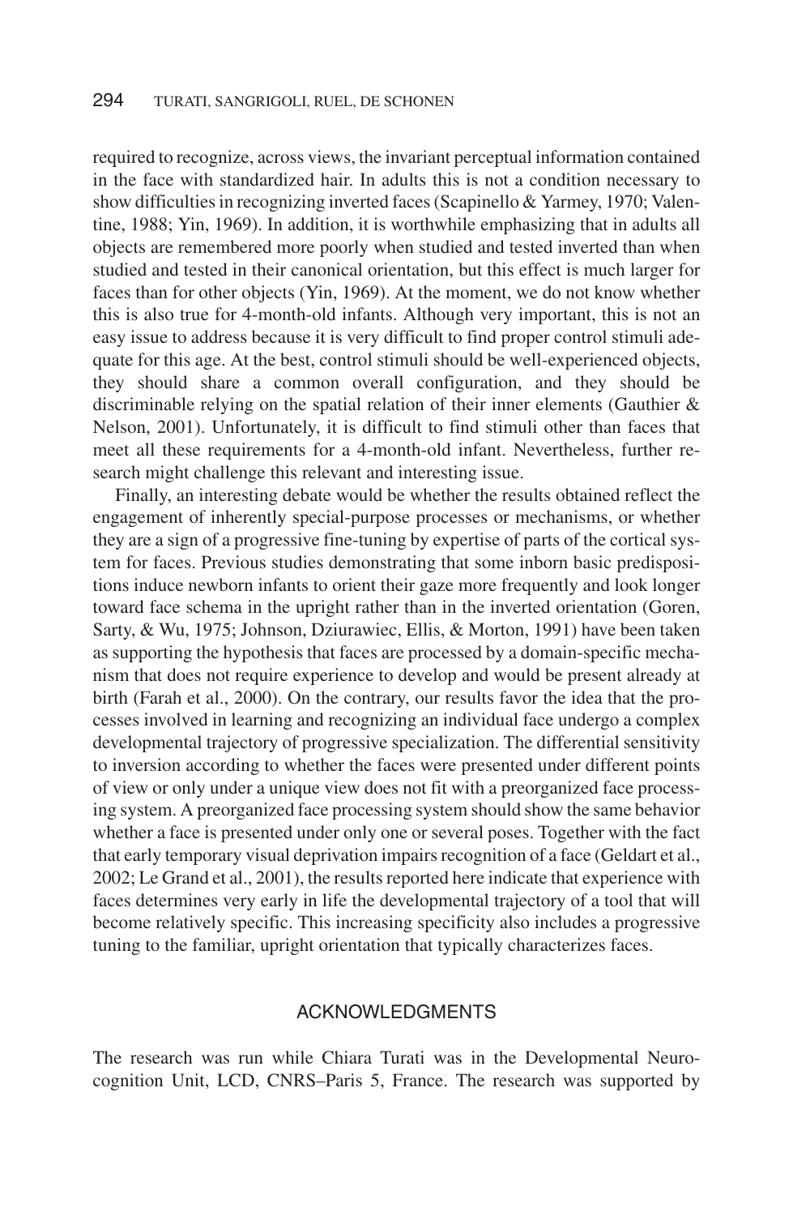required to recognize, across views, the invariant perceptual information contained in the face with standardized hair. In adults this is not a condition necessary to show difficulties in recognizing inverted faces (Scapinello & Yarmey, 1970; Valentine, 1988; Yin, 1969). In addition, it is worthwhile emphasizing that in adults all objects are remembered more poorly when studied and tested inverted than when studied and tested in their canonical orientation, but this effect is much larger for faces than for other objects (Yin, 1969). At the moment, we do not know whether this is also true for 4-month-old infants. Although very important, this is not an easy issue to address because it is very difficult to find proper control stimuli adequate for this age. At the best, control stimuli should be well-experienced objects, they should share a common overall configuration, and they should be discriminable relying on the spatial relation of their inner elements (Gauthier & Nelson, 2001). Unfortunately, it is difficult to find stimuli other than faces that meet all these requirements for a 4-month-old infant. Nevertheless, further research might challenge this relevant and interesting issue.

Finally, an interesting debate would be whether the results obtained reflect the engagement of inherently special-purpose processes or mechanisms, or whether they are a sign of a progressive fine-tuning by expertise of parts of the cortical system for faces. Previous studies demonstrating that some inborn basic predispositions induce newborn infants to orient their gaze more frequently and look longer toward face schema in the upright rather than in the inverted orientation (Goren, Sarty, & Wu, 1975; Johnson, Dziurawiec, Ellis, & Morton, 1991) have been taken as supporting the hypothesis that faces are processed by a domain-specific mechanism that does not require experience to develop and would be present already at birth (Farah et al., 2000). On the contrary, our results favor the idea that the processes involved in learning and recognizing an individual face undergo a complex developmental trajectory of progressive specialization. The differential sensitivity to inversion according to whether the faces were presented under different points of view or only under a unique view does not fit with a preorganized face processing system. A preorganized face processing system should show the same behavior whether a face is presented under only one or several poses. Together with the fact that early temporary visual deprivation impairs recognition of a face (Geldart et al., 2002; Le Grand et al., 2001), the results reported here indicate that experience with faces determines very early in life the developmental trajectory of a tool that will become relatively specific. This increasing specificity also includes a progressive tuning to the familiar, upright orientation that typically characterizes faces.

## ACKNOWLEDGMENTS

The research was run while Chiara Turati was in the Developmental Neurocognition Unit, LCD, CNRS–Paris 5, France. The research was supported by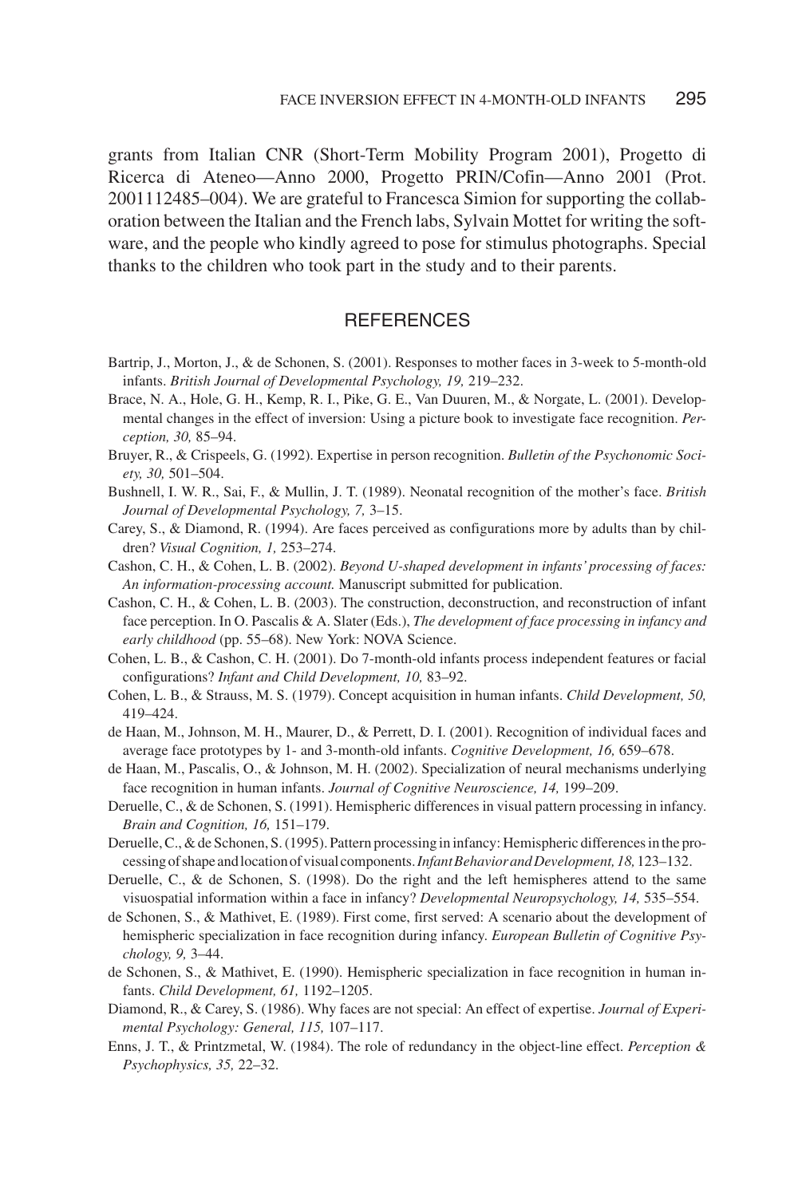grants from Italian CNR (Short-Term Mobility Program 2001), Progetto di Ricerca di Ateneo—Anno 2000, Progetto PRIN/Cofin—Anno 2001 (Prot. 2001112485–004). We are grateful to Francesca Simion for supporting the collaboration between the Italian and the French labs, Sylvain Mottet for writing the software, and the people who kindly agreed to pose for stimulus photographs. Special thanks to the children who took part in the study and to their parents.

## REFERENCES

Bartrip, J., Morton, J., & de Schonen, S. (2001). Responses to mother faces in 3-week to 5-month-old infants. *British Journal of Developmental Psychology, 19,* 219–232.

Brace, N. A., Hole, G. H., Kemp, R. I., Pike, G. E., Van Duuren, M., & Norgate, L. (2001). Developmental changes in the effect of inversion: Using a picture book to investigate face recognition. *Perception, 30,* 85–94.

Bruyer, R., & Crispeels, G. (1992). Expertise in person recognition. *Bulletin of the Psychonomic Society, 30,* 501–504.

Bushnell, I. W. R., Sai, F., & Mullin, J. T. (1989). Neonatal recognition of the mother's face. *British Journal of Developmental Psychology, 7,* 3–15.

Carey, S., & Diamond, R. (1994). Are faces perceived as configurations more by adults than by children? *Visual Cognition, 1,* 253–274.

Cashon, C. H., & Cohen, L. B. (2002). *Beyond U-shaped development in infants' processing of faces: An information-processing account.* Manuscript submitted for publication.

Cashon, C. H., & Cohen, L. B. (2003). The construction, deconstruction, and reconstruction of infant face perception. In O. Pascalis & A. Slater (Eds.), *The development of face processing in infancy and early childhood* (pp. 55–68). New York: NOVA Science.

Cohen, L. B., & Cashon, C. H. (2001). Do 7-month-old infants process independent features or facial configurations? *Infant and Child Development, 10,* 83–92.

Cohen, L. B., & Strauss, M. S. (1979). Concept acquisition in human infants. *Child Development, 50,* 419–424.

de Haan, M., Johnson, M. H., Maurer, D., & Perrett, D. I. (2001). Recognition of individual faces and average face prototypes by 1- and 3-month-old infants. *Cognitive Development, 16,* 659–678.

de Haan, M., Pascalis, O., & Johnson, M. H. (2002). Specialization of neural mechanisms underlying face recognition in human infants. *Journal of Cognitive Neuroscience, 14,* 199–209.

Deruelle, C., & de Schonen, S. (1991). Hemispheric differences in visual pattern processing in infancy. *Brain and Cognition, 16,* 151–179.

Deruelle, C., & de Schonen, S. (1995). Pattern processing in infancy: Hemispheric differences in the processing of shape and location of visual components. *Infant Behavior and Development, 18,* 123–132.

Deruelle, C., & de Schonen, S. (1998). Do the right and the left hemispheres attend to the same visuospatial information within a face in infancy? *Developmental Neuropsychology, 14,* 535–554.

de Schonen, S., & Mathivet, E. (1989). First come, first served: A scenario about the development of hemispheric specialization in face recognition during infancy. *European Bulletin of Cognitive Psychology, 9,* 3–44.

de Schonen, S., & Mathivet, E. (1990). Hemispheric specialization in face recognition in human infants. *Child Development, 61,* 1192–1205.

Diamond, R., & Carey, S. (1986). Why faces are not special: An effect of expertise. *Journal of Experimental Psychology: General, 115,* 107–117.

Enns, J. T., & Printzmetal, W. (1984). The role of redundancy in the object-line effect. *Perception & Psychophysics, 35,* 22–32.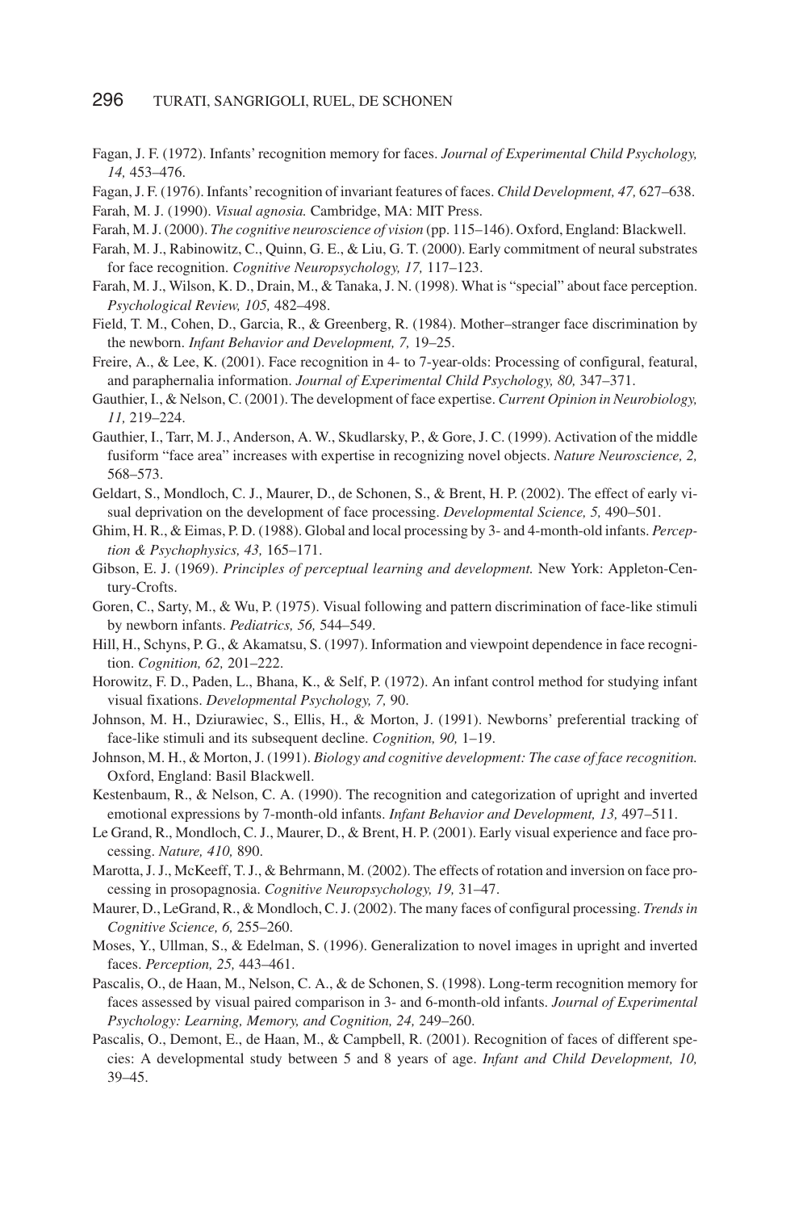Fagan, J. F. (1972). Infants' recognition memory for faces. *Journal of Experimental Child Psychology, 14,* 453–476.

Fagan, J. F. (1976). Infants' recognition of invariant features of faces. *Child Development, 47,* 627–638.

Farah, M. J. (1990). *Visual agnosia.* Cambridge, MA: MIT Press.

Farah, M. J. (2000). *The cognitive neuroscience of vision* (pp. 115–146). Oxford, England: Blackwell.

Farah, M. J., Rabinowitz, C., Quinn, G. E., & Liu, G. T. (2000). Early commitment of neural substrates for face recognition. *Cognitive Neuropsychology, 17,* 117–123.

Farah, M. J., Wilson, K. D., Drain, M., & Tanaka, J. N. (1998). What is "special" about face perception. *Psychological Review, 105,* 482–498.

Field, T. M., Cohen, D., Garcia, R., & Greenberg, R. (1984). Mother–stranger face discrimination by the newborn. *Infant Behavior and Development, 7,* 19–25.

Freire, A., & Lee, K. (2001). Face recognition in 4- to 7-year-olds: Processing of configural, featural, and paraphernalia information. *Journal of Experimental Child Psychology, 80,* 347–371.

Gauthier, I., & Nelson, C. (2001). The development of face expertise. *Current Opinion in Neurobiology, 11,* 219–224.

Gauthier, I., Tarr, M. J., Anderson, A. W., Skudlarsky, P., & Gore, J. C. (1999). Activation of the middle fusiform "face area" increases with expertise in recognizing novel objects. *Nature Neuroscience, 2,* 568–573.

Geldart, S., Mondloch, C. J., Maurer, D., de Schonen, S., & Brent, H. P. (2002). The effect of early visual deprivation on the development of face processing. *Developmental Science, 5,* 490–501.

Ghim, H. R., & Eimas, P. D. (1988). Global and local processing by 3- and 4-month-old infants. *Perception & Psychophysics, 43,* 165–171.

Gibson, E. J. (1969). *Principles of perceptual learning and development.* New York: Appleton-Century-Crofts.

Goren, C., Sarty, M., & Wu, P. (1975). Visual following and pattern discrimination of face-like stimuli by newborn infants. *Pediatrics, 56,* 544–549.

Hill, H., Schyns, P. G., & Akamatsu, S. (1997). Information and viewpoint dependence in face recognition. *Cognition, 62,* 201–222.

Horowitz, F. D., Paden, L., Bhana, K., & Self, P. (1972). An infant control method for studying infant visual fixations. *Developmental Psychology, 7,* 90.

Johnson, M. H., Dziurawiec, S., Ellis, H., & Morton, J. (1991). Newborns' preferential tracking of face-like stimuli and its subsequent decline. *Cognition, 90,* 1–19.

Johnson, M. H., & Morton, J. (1991). *Biology and cognitive development: The case of face recognition.* Oxford, England: Basil Blackwell.

Kestenbaum, R., & Nelson, C. A. (1990). The recognition and categorization of upright and inverted emotional expressions by 7-month-old infants. *Infant Behavior and Development, 13,* 497–511.

Le Grand, R., Mondloch, C. J., Maurer, D., & Brent, H. P. (2001). Early visual experience and face processing. *Nature, 410,* 890.

Marotta, J. J., McKeeff, T. J., & Behrmann, M. (2002). The effects of rotation and inversion on face processing in prosopagnosia. *Cognitive Neuropsychology, 19,* 31–47.

Maurer, D., LeGrand, R., & Mondloch, C. J. (2002). The many faces of configural processing. *Trends in Cognitive Science, 6,* 255–260.

Moses, Y., Ullman, S., & Edelman, S. (1996). Generalization to novel images in upright and inverted faces. *Perception, 25,* 443–461.

Pascalis, O., de Haan, M., Nelson, C. A., & de Schonen, S. (1998). Long-term recognition memory for faces assessed by visual paired comparison in 3- and 6-month-old infants. *Journal of Experimental Psychology: Learning, Memory, and Cognition, 24,* 249–260.

Pascalis, O., Demont, E., de Haan, M., & Campbell, R. (2001). Recognition of faces of different species: A developmental study between 5 and 8 years of age. *Infant and Child Development, 10,* 39–45.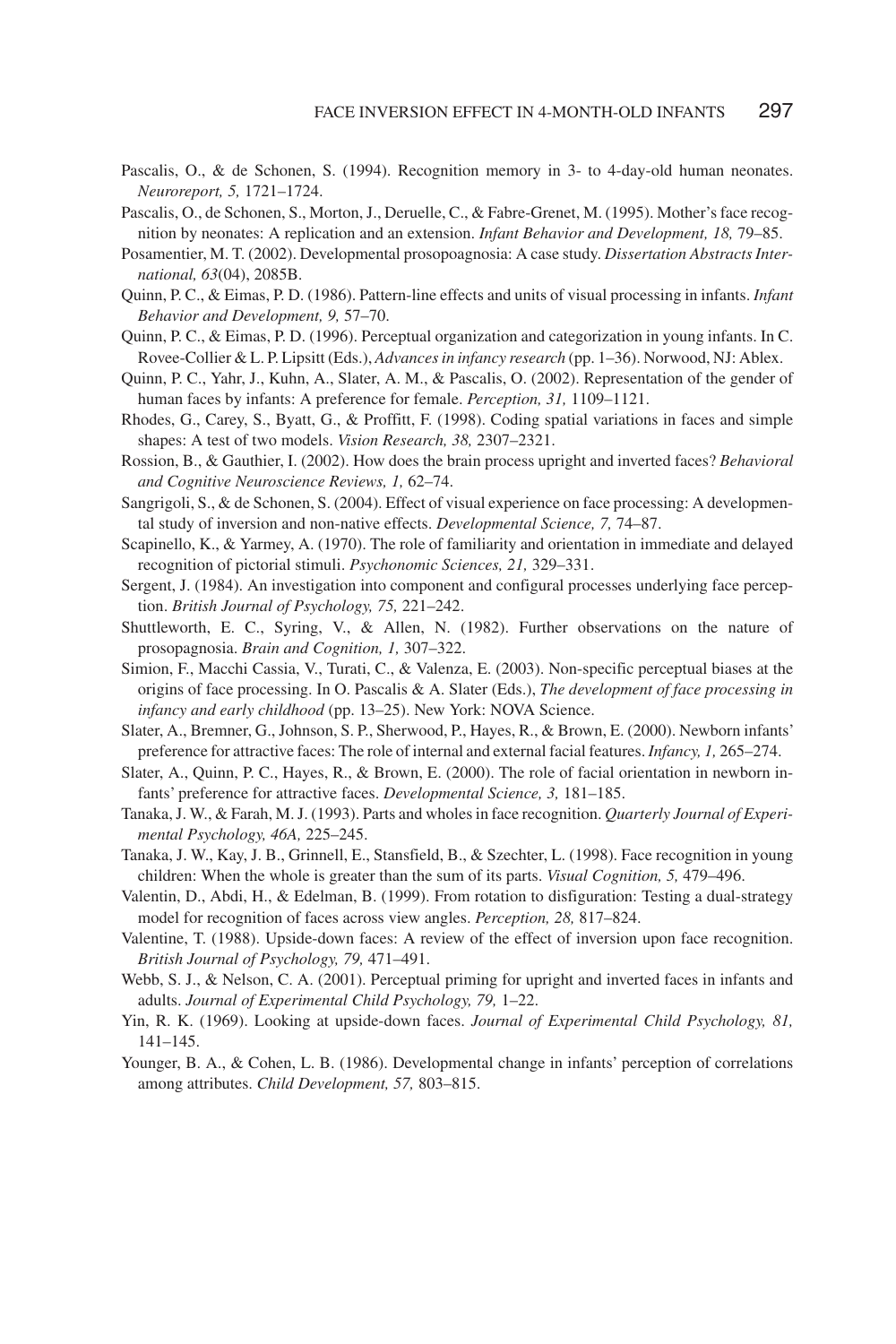Pascalis, O., & de Schonen, S. (1994). Recognition memory in 3- to 4-day-old human neonates. *Neuroreport, 5,* 1721–1724.

Pascalis, O., de Schonen, S., Morton, J., Deruelle, C., & Fabre-Grenet, M. (1995). Mother's face recognition by neonates: A replication and an extension. *Infant Behavior and Development, 18,* 79–85.

Posamentier, M. T. (2002). Developmental prosopoagnosia: A case study. *Dissertation Abstracts International, 63*(04), 2085B.

Quinn, P. C., & Eimas, P. D. (1986). Pattern-line effects and units of visual processing in infants. *Infant Behavior and Development, 9,* 57–70.

Quinn, P. C., & Eimas, P. D. (1996). Perceptual organization and categorization in young infants. In C. Rovee-Collier & L. P. Lipsitt (Eds.), *Advances in infancy research* (pp. 1–36). Norwood, NJ: Ablex.

Quinn, P. C., Yahr, J., Kuhn, A., Slater, A. M., & Pascalis, O. (2002). Representation of the gender of human faces by infants: A preference for female. *Perception, 31,* 1109–1121.

Rhodes, G., Carey, S., Byatt, G., & Proffitt, F. (1998). Coding spatial variations in faces and simple shapes: A test of two models. *Vision Research, 38,* 2307–2321.

Rossion, B., & Gauthier, I. (2002). How does the brain process upright and inverted faces? *Behavioral and Cognitive Neuroscience Reviews, 1,* 62–74.

Sangrigoli, S., & de Schonen, S. (2004). Effect of visual experience on face processing: A developmental study of inversion and non-native effects. *Developmental Science, 7,* 74–87.

Scapinello, K., & Yarmey, A. (1970). The role of familiarity and orientation in immediate and delayed recognition of pictorial stimuli. *Psychonomic Sciences, 21,* 329–331.

Sergent, J. (1984). An investigation into component and configural processes underlying face perception. *British Journal of Psychology, 75,* 221–242.

Shuttleworth, E. C., Syring, V., & Allen, N. (1982). Further observations on the nature of prosopagnosia. *Brain and Cognition, 1,* 307–322.

Simion, F., Macchi Cassia, V., Turati, C., & Valenza, E. (2003). Non-specific perceptual biases at the origins of face processing. In O. Pascalis & A. Slater (Eds.), *The development of face processing in infancy and early childhood* (pp. 13–25). New York: NOVA Science.

Slater, A., Bremner, G., Johnson, S. P., Sherwood, P., Hayes, R., & Brown, E. (2000). Newborn infants' preference for attractive faces: The role of internal and external facial features. *Infancy, 1,* 265–274.

Slater, A., Quinn, P. C., Hayes, R., & Brown, E. (2000). The role of facial orientation in newborn infants' preference for attractive faces. *Developmental Science, 3,* 181–185.

Tanaka, J. W., & Farah, M. J. (1993). Parts and wholes in face recognition. *Quarterly Journal of Experimental Psychology, 46A,* 225–245.

Tanaka, J. W., Kay, J. B., Grinnell, E., Stansfield, B., & Szechter, L. (1998). Face recognition in young children: When the whole is greater than the sum of its parts. *Visual Cognition, 5,* 479–496.

Valentin, D., Abdi, H., & Edelman, B. (1999). From rotation to disfiguration: Testing a dual-strategy model for recognition of faces across view angles. *Perception, 28,* 817–824.

Valentine, T. (1988). Upside-down faces: A review of the effect of inversion upon face recognition. *British Journal of Psychology, 79,* 471–491.

Webb, S. J., & Nelson, C. A. (2001). Perceptual priming for upright and inverted faces in infants and adults. *Journal of Experimental Child Psychology, 79,* 1–22.

Yin, R. K. (1969). Looking at upside-down faces. *Journal of Experimental Child Psychology, 81,* 141–145.

Younger, B. A., & Cohen, L. B. (1986). Developmental change in infants' perception of correlations among attributes. *Child Development, 57,* 803–815.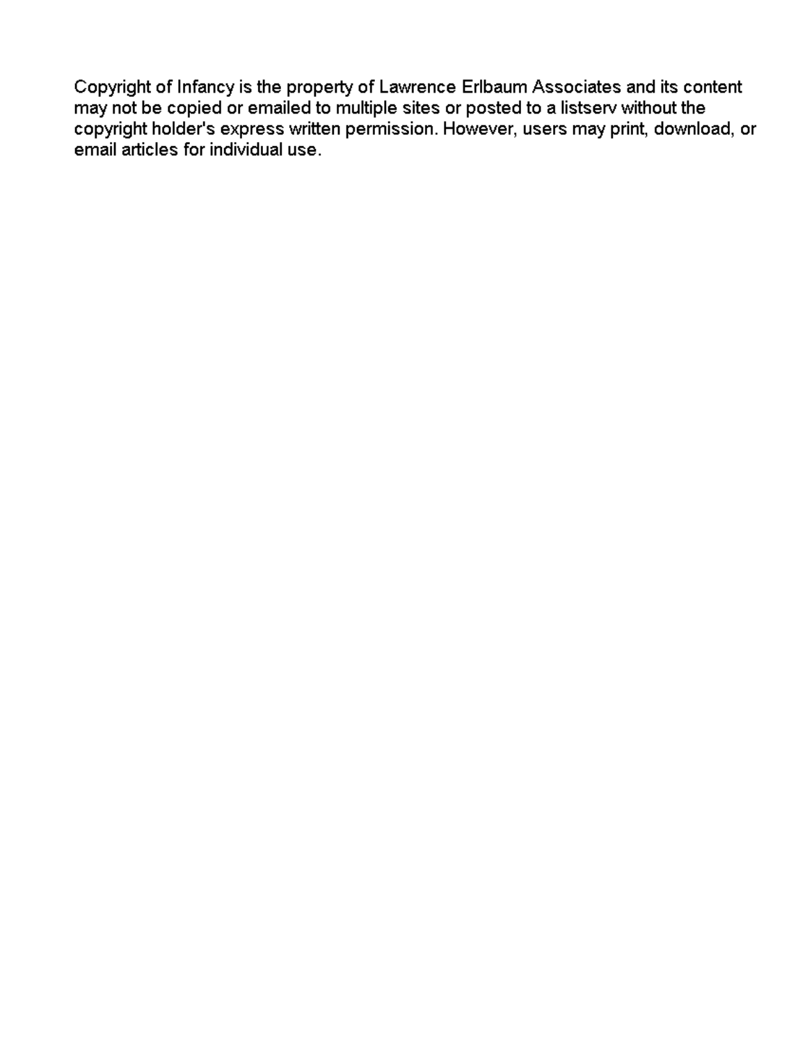Copyright of Infancy is the property of Lawrence Erlbaum Associates and its content may not be copied or emailed to multiple sites or posted to a listserv without the copyright holder's express written permission. However, users may print, download, or email articles for individual use.